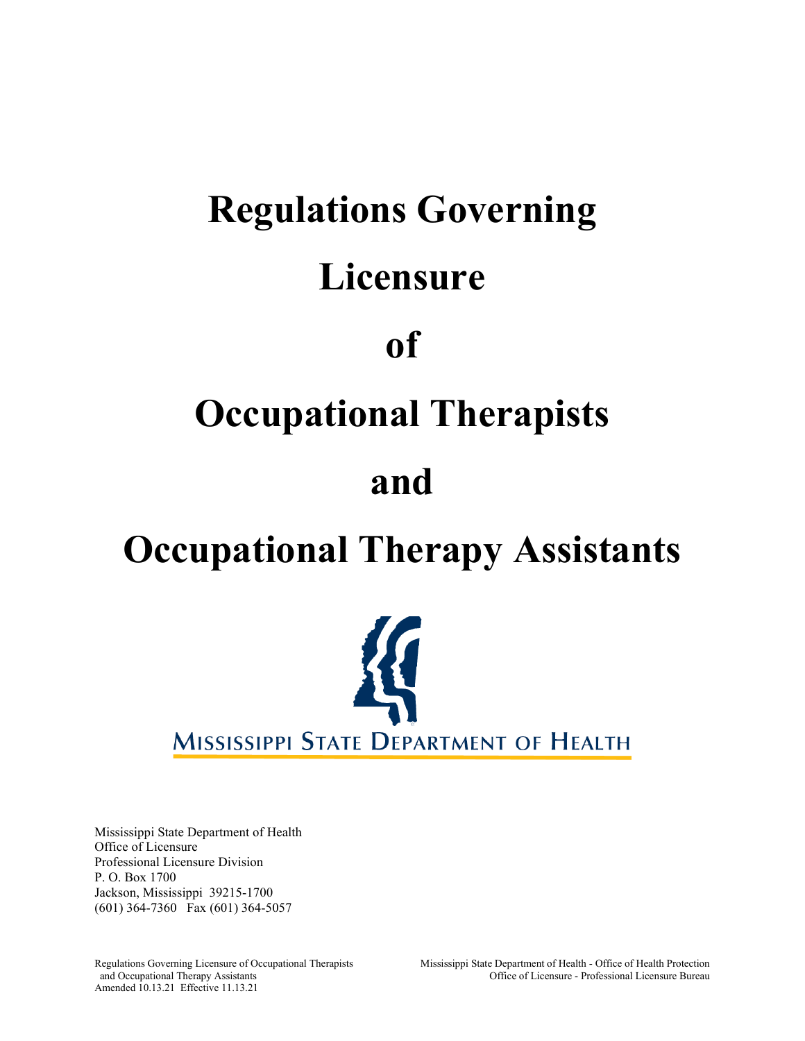# Regulations Governing Licensure of Occupational Therapists and Occupational Therapy Assistants

MISSISSIPPI STATE DEPARTMENT OF HEALTH

Mississippi State Department of Health
Office of Licensure
Professional Licensure Division
P. O. Box 1700
Jackson, Mississippi 39215-1700
(601) 364-7360 Fax (601) 364-5057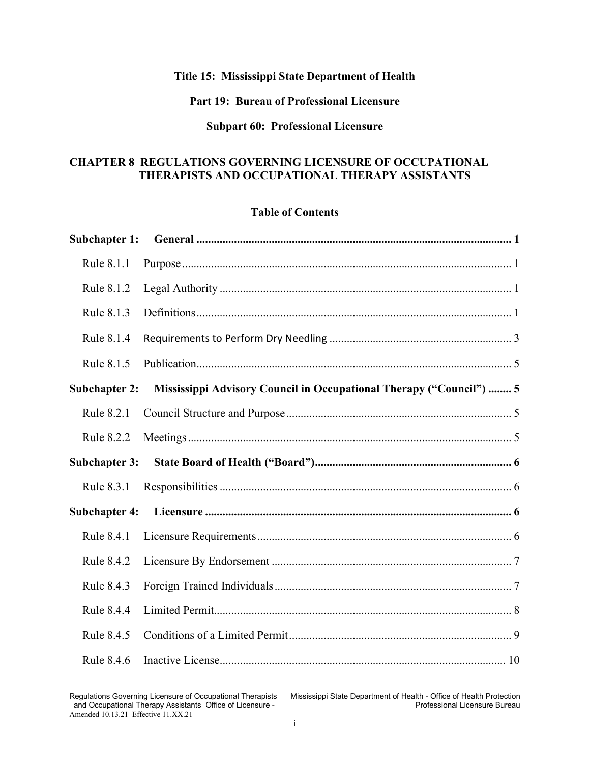**Title 15: Mississippi State Department of Health**

**Part 19: Bureau of Professional Licensure**

**Subpart 60: Professional Licensure**

# CHAPTER 8 REGULATIONS GOVERNING LICENSURE OF OCCUPATIONAL THERAPISTS AND OCCUPATIONAL THERAPY ASSISTANTS

## Table of Contents

| | | |
|---|---|---|
| **Subchapter 1:** | **General** | **1** |
| Rule 8.1.1 | Purpose | 1 |
| Rule 8.1.2 | Legal Authority | 1 |
| Rule 8.1.3 | Definitions | 1 |
| Rule 8.1.4 | Requirements to Perform Dry Needling | 3 |
| Rule 8.1.5 | Publication | 5 |
| **Subchapter 2:** | **Mississippi Advisory Council in Occupational Therapy ("Council")** | **5** |
| Rule 8.2.1 | Council Structure and Purpose | 5 |
| Rule 8.2.2 | Meetings | 5 |
| **Subchapter 3:** | **State Board of Health ("Board")** | **6** |
| Rule 8.3.1 | Responsibilities | 6 |
| **Subchapter 4:** | **Licensure** | **6** |
| Rule 8.4.1 | Licensure Requirements | 6 |
| Rule 8.4.2 | Licensure By Endorsement | 7 |
| Rule 8.4.3 | Foreign Trained Individuals | 7 |
| Rule 8.4.4 | Limited Permit | 8 |
| Rule 8.4.5 | Conditions of a Limited Permit | 9 |
| Rule 8.4.6 | Inactive License | 10 |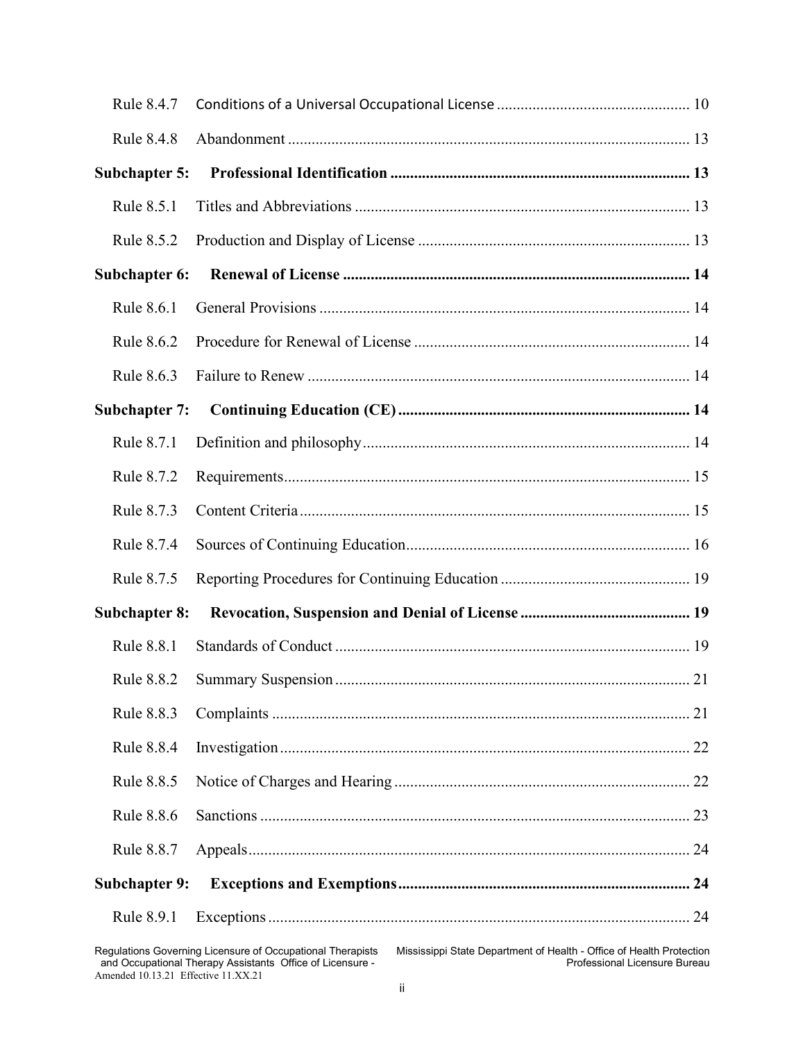| | | |
|---|---|---|
| Rule 8.4.7 | Conditions of a Universal Occupational License | 10 |
| Rule 8.4.8 | Abandonment | 13 |
| **Subchapter 5:** | **Professional Identification** | **13** |
| Rule 8.5.1 | Titles and Abbreviations | 13 |
| Rule 8.5.2 | Production and Display of License | 13 |
| **Subchapter 6:** | **Renewal of License** | **14** |
| Rule 8.6.1 | General Provisions | 14 |
| Rule 8.6.2 | Procedure for Renewal of License | 14 |
| Rule 8.6.3 | Failure to Renew | 14 |
| **Subchapter 7:** | **Continuing Education (CE)** | **14** |
| Rule 8.7.1 | Definition and philosophy | 14 |
| Rule 8.7.2 | Requirements | 15 |
| Rule 8.7.3 | Content Criteria | 15 |
| Rule 8.7.4 | Sources of Continuing Education | 16 |
| Rule 8.7.5 | Reporting Procedures for Continuing Education | 19 |
| **Subchapter 8:** | **Revocation, Suspension and Denial of License** | **19** |
| Rule 8.8.1 | Standards of Conduct | 19 |
| Rule 8.8.2 | Summary Suspension | 21 |
| Rule 8.8.3 | Complaints | 21 |
| Rule 8.8.4 | Investigation | 22 |
| Rule 8.8.5 | Notice of Charges and Hearing | 22 |
| Rule 8.8.6 | Sanctions | 23 |
| Rule 8.8.7 | Appeals | 24 |
| **Subchapter 9:** | **Exceptions and Exemptions** | **24** |
| Rule 8.9.1 | Exceptions | 24 |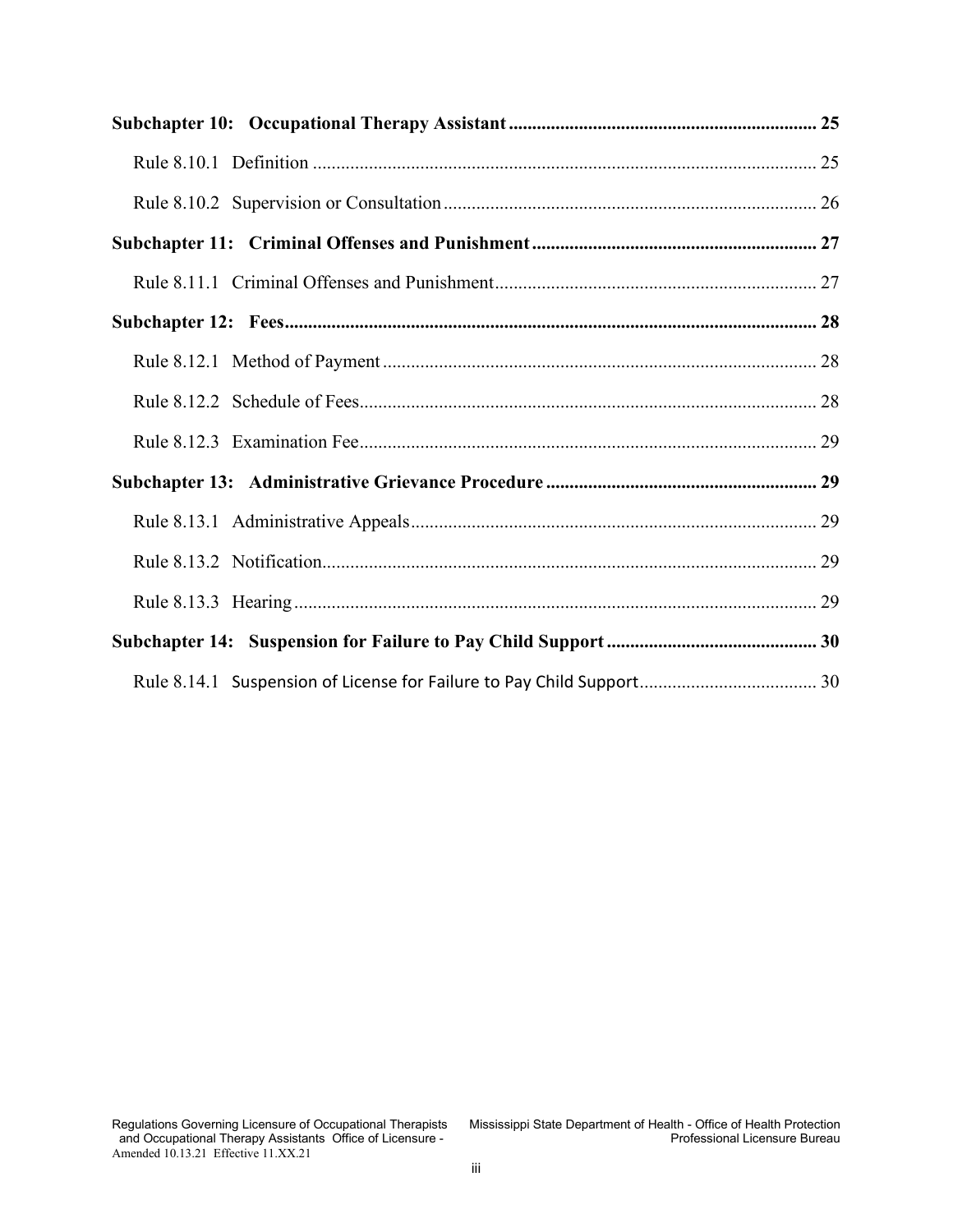**Subchapter 10: Occupational Therapy Assistant** ... 25

Rule 8.10.1 Definition ... 25

Rule 8.10.2 Supervision or Consultation ... 26

**Subchapter 11: Criminal Offenses and Punishment** ... 27

Rule 8.11.1 Criminal Offenses and Punishment ... 27

**Subchapter 12: Fees** ... 28

Rule 8.12.1 Method of Payment ... 28

Rule 8.12.2 Schedule of Fees ... 28

Rule 8.12.3 Examination Fee ... 29

**Subchapter 13: Administrative Grievance Procedure** ... 29

Rule 8.13.1 Administrative Appeals ... 29

Rule 8.13.2 Notification ... 29

Rule 8.13.3 Hearing ... 29

**Subchapter 14: Suspension for Failure to Pay Child Support** ... 30

Rule 8.14.1 Suspension of License for Failure to Pay Child Support ... 30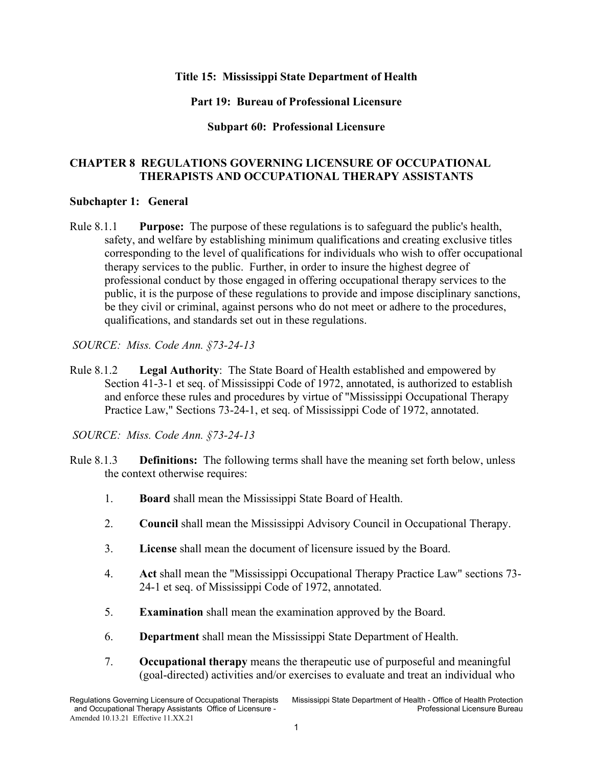**Title 15: Mississippi State Department of Health**

**Part 19: Bureau of Professional Licensure**

**Subpart 60: Professional Licensure**

## CHAPTER 8 REGULATIONS GOVERNING LICENSURE OF OCCUPATIONAL THERAPISTS AND OCCUPATIONAL THERAPY ASSISTANTS

### Subchapter 1: General

Rule 8.1.1 **Purpose:** The purpose of these regulations is to safeguard the public's health, safety, and welfare by establishing minimum qualifications and creating exclusive titles corresponding to the level of qualifications for individuals who wish to offer occupational therapy services to the public. Further, in order to insure the highest degree of professional conduct by those engaged in offering occupational therapy services to the public, it is the purpose of these regulations to provide and impose disciplinary sanctions, be they civil or criminal, against persons who do not meet or adhere to the procedures, qualifications, and standards set out in these regulations.

*SOURCE: Miss. Code Ann. §73-24-13*

Rule 8.1.2 **Legal Authority**: The State Board of Health established and empowered by Section 41-3-1 et seq. of Mississippi Code of 1972, annotated, is authorized to establish and enforce these rules and procedures by virtue of "Mississippi Occupational Therapy Practice Law," Sections 73-24-1, et seq. of Mississippi Code of 1972, annotated.

*SOURCE: Miss. Code Ann. §73-24-13*

Rule 8.1.3 **Definitions:** The following terms shall have the meaning set forth below, unless the context otherwise requires:

1. **Board** shall mean the Mississippi State Board of Health.
2. **Council** shall mean the Mississippi Advisory Council in Occupational Therapy.
3. **License** shall mean the document of licensure issued by the Board.
4. **Act** shall mean the "Mississippi Occupational Therapy Practice Law" sections 73-24-1 et seq. of Mississippi Code of 1972, annotated.
5. **Examination** shall mean the examination approved by the Board.
6. **Department** shall mean the Mississippi State Department of Health.
7. **Occupational therapy** means the therapeutic use of purposeful and meaningful (goal-directed) activities and/or exercises to evaluate and treat an individual who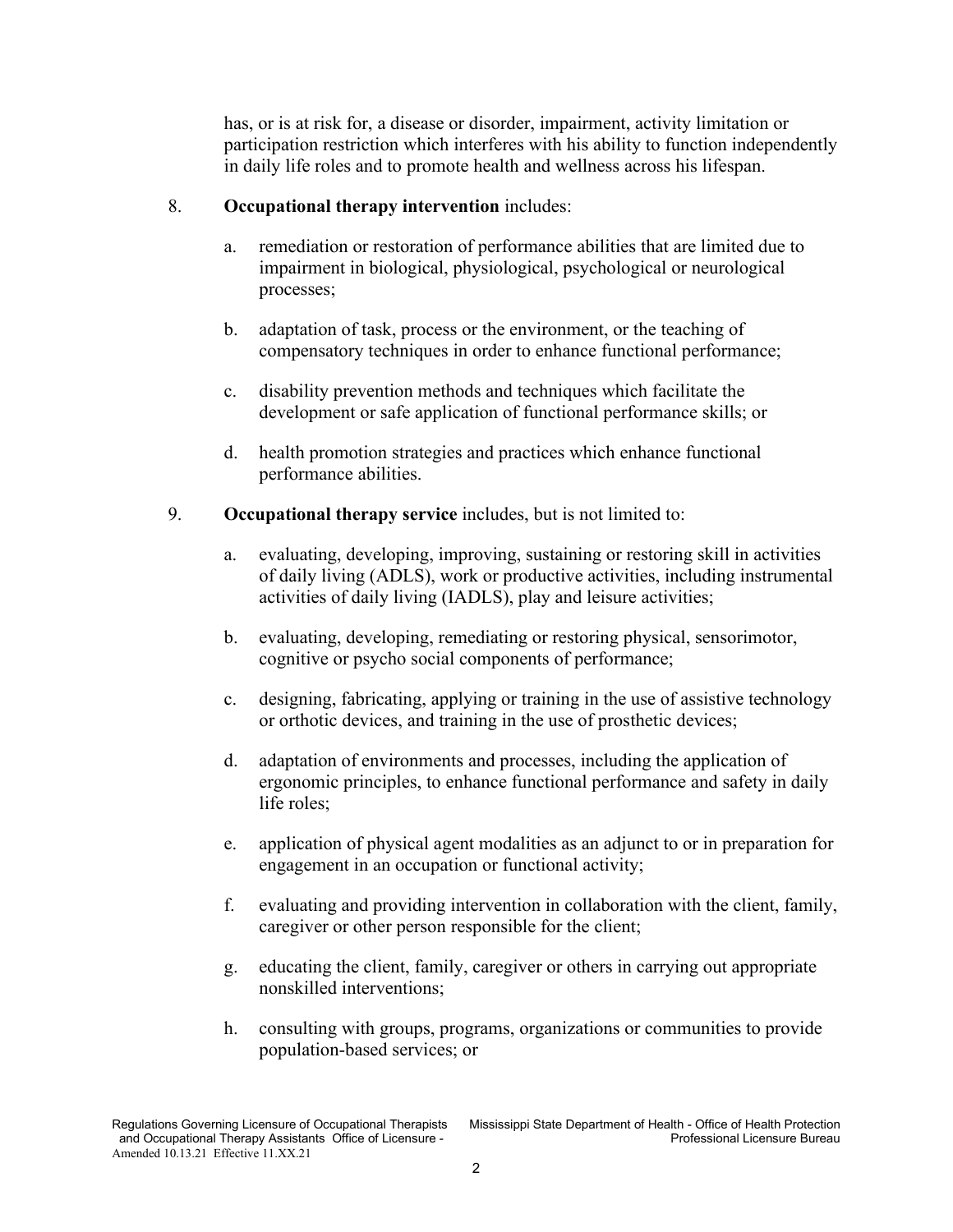has, or is at risk for, a disease or disorder, impairment, activity limitation or participation restriction which interferes with his ability to function independently in daily life roles and to promote health and wellness across his lifespan.

8. **Occupational therapy intervention** includes:

   a. remediation or restoration of performance abilities that are limited due to impairment in biological, physiological, psychological or neurological processes;

   b. adaptation of task, process or the environment, or the teaching of compensatory techniques in order to enhance functional performance;

   c. disability prevention methods and techniques which facilitate the development or safe application of functional performance skills; or

   d. health promotion strategies and practices which enhance functional performance abilities.

9. **Occupational therapy service** includes, but is not limited to:

   a. evaluating, developing, improving, sustaining or restoring skill in activities of daily living (ADLS), work or productive activities, including instrumental activities of daily living (IADLS), play and leisure activities;

   b. evaluating, developing, remediating or restoring physical, sensorimotor, cognitive or psycho social components of performance;

   c. designing, fabricating, applying or training in the use of assistive technology or orthotic devices, and training in the use of prosthetic devices;

   d. adaptation of environments and processes, including the application of ergonomic principles, to enhance functional performance and safety in daily life roles;

   e. application of physical agent modalities as an adjunct to or in preparation for engagement in an occupation or functional activity;

   f. evaluating and providing intervention in collaboration with the client, family, caregiver or other person responsible for the client;

   g. educating the client, family, caregiver or others in carrying out appropriate nonskilled interventions;

   h. consulting with groups, programs, organizations or communities to provide population-based services; or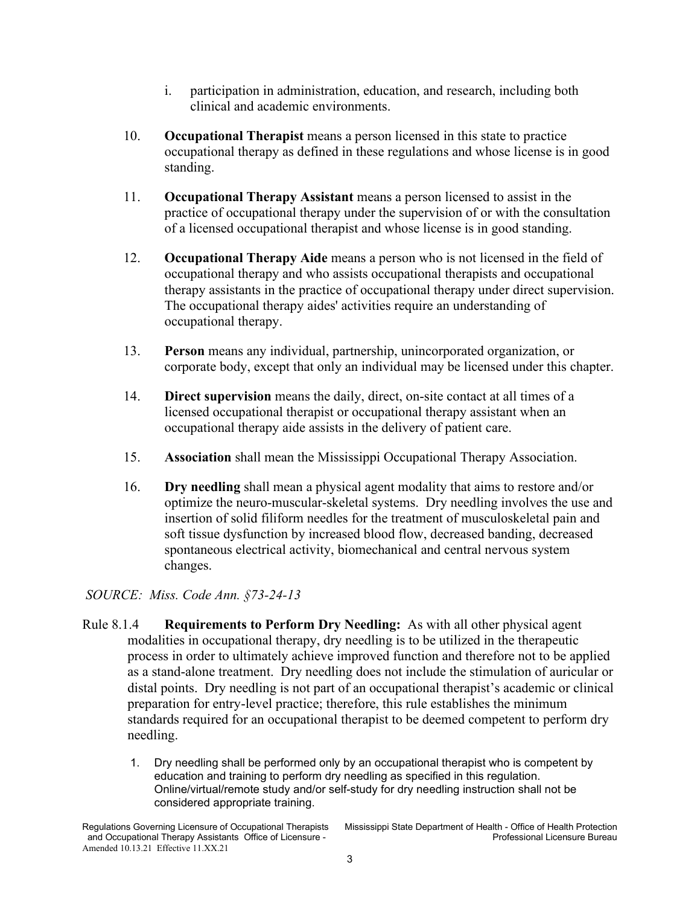i. participation in administration, education, and research, including both clinical and academic environments.

10. **Occupational Therapist** means a person licensed in this state to practice occupational therapy as defined in these regulations and whose license is in good standing.

11. **Occupational Therapy Assistant** means a person licensed to assist in the practice of occupational therapy under the supervision of or with the consultation of a licensed occupational therapist and whose license is in good standing.

12. **Occupational Therapy Aide** means a person who is not licensed in the field of occupational therapy and who assists occupational therapists and occupational therapy assistants in the practice of occupational therapy under direct supervision. The occupational therapy aides' activities require an understanding of occupational therapy.

13. **Person** means any individual, partnership, unincorporated organization, or corporate body, except that only an individual may be licensed under this chapter.

14. **Direct supervision** means the daily, direct, on-site contact at all times of a licensed occupational therapist or occupational therapy assistant when an occupational therapy aide assists in the delivery of patient care.

15. **Association** shall mean the Mississippi Occupational Therapy Association.

16. **Dry needling** shall mean a physical agent modality that aims to restore and/or optimize the neuro-muscular-skeletal systems. Dry needling involves the use and insertion of solid filiform needles for the treatment of musculoskeletal pain and soft tissue dysfunction by increased blood flow, decreased banding, decreased spontaneous electrical activity, biomechanical and central nervous system changes.

*SOURCE: Miss. Code Ann. §73-24-13*

Rule 8.1.4 **Requirements to Perform Dry Needling:** As with all other physical agent modalities in occupational therapy, dry needling is to be utilized in the therapeutic process in order to ultimately achieve improved function and therefore not to be applied as a stand-alone treatment. Dry needling does not include the stimulation of auricular or distal points. Dry needling is not part of an occupational therapist's academic or clinical preparation for entry-level practice; therefore, this rule establishes the minimum standards required for an occupational therapist to be deemed competent to perform dry needling.

1. Dry needling shall be performed only by an occupational therapist who is competent by education and training to perform dry needling as specified in this regulation. Online/virtual/remote study and/or self-study for dry needling instruction shall not be considered appropriate training.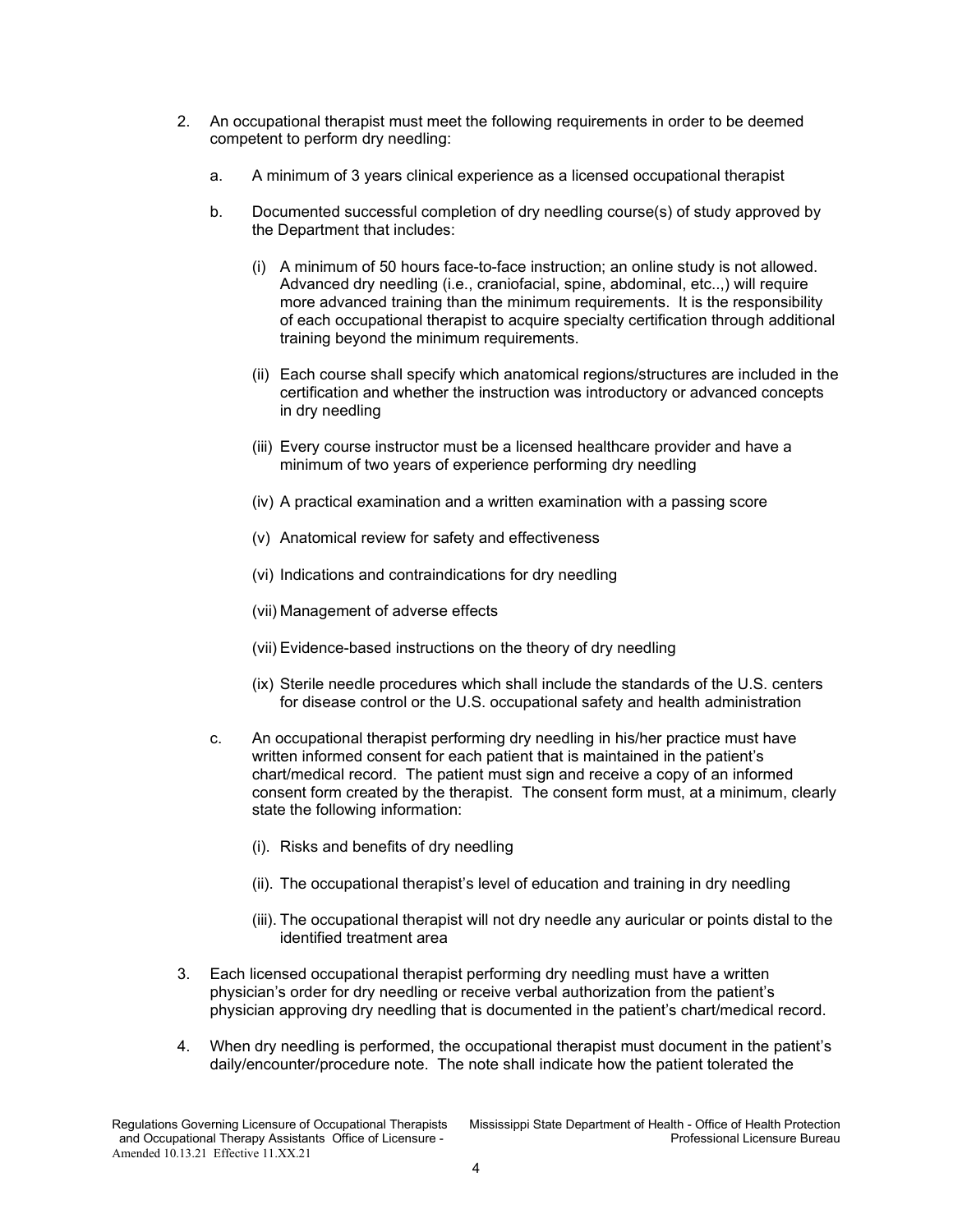2. An occupational therapist must meet the following requirements in order to be deemed competent to perform dry needling:

   a. A minimum of 3 years clinical experience as a licensed occupational therapist

   b. Documented successful completion of dry needling course(s) of study approved by the Department that includes:

      (i) A minimum of 50 hours face-to-face instruction; an online study is not allowed. Advanced dry needling (i.e., craniofacial, spine, abdominal, etc..,) will require more advanced training than the minimum requirements. It is the responsibility of each occupational therapist to acquire specialty certification through additional training beyond the minimum requirements.

      (ii) Each course shall specify which anatomical regions/structures are included in the certification and whether the instruction was introductory or advanced concepts in dry needling

      (iii) Every course instructor must be a licensed healthcare provider and have a minimum of two years of experience performing dry needling

      (iv) A practical examination and a written examination with a passing score

      (v) Anatomical review for safety and effectiveness

      (vi) Indications and contraindications for dry needling

      (vii) Management of adverse effects

      (vii) Evidence-based instructions on the theory of dry needling

      (ix) Sterile needle procedures which shall include the standards of the U.S. centers for disease control or the U.S. occupational safety and health administration

   c. An occupational therapist performing dry needling in his/her practice must have written informed consent for each patient that is maintained in the patient's chart/medical record. The patient must sign and receive a copy of an informed consent form created by the therapist. The consent form must, at a minimum, clearly state the following information:

      (i). Risks and benefits of dry needling

      (ii). The occupational therapist's level of education and training in dry needling

      (iii). The occupational therapist will not dry needle any auricular or points distal to the identified treatment area

3. Each licensed occupational therapist performing dry needling must have a written physician's order for dry needling or receive verbal authorization from the patient's physician approving dry needling that is documented in the patient's chart/medical record.

4. When dry needling is performed, the occupational therapist must document in the patient's daily/encounter/procedure note. The note shall indicate how the patient tolerated the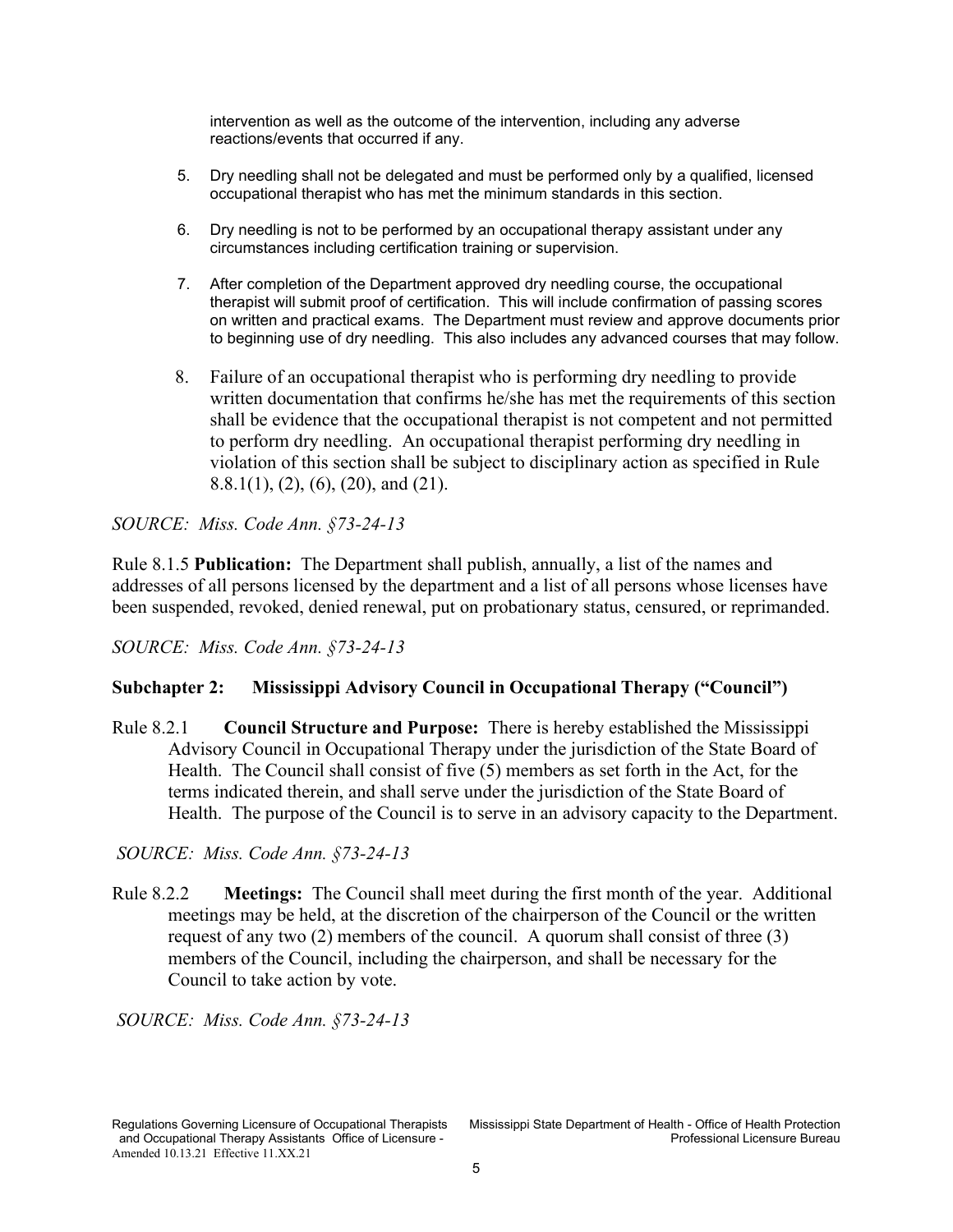intervention as well as the outcome of the intervention, including any adverse reactions/events that occurred if any.

5. Dry needling shall not be delegated and must be performed only by a qualified, licensed occupational therapist who has met the minimum standards in this section.

6. Dry needling is not to be performed by an occupational therapy assistant under any circumstances including certification training or supervision.

7. After completion of the Department approved dry needling course, the occupational therapist will submit proof of certification. This will include confirmation of passing scores on written and practical exams. The Department must review and approve documents prior to beginning use of dry needling. This also includes any advanced courses that may follow.

8. Failure of an occupational therapist who is performing dry needling to provide written documentation that confirms he/she has met the requirements of this section shall be evidence that the occupational therapist is not competent and not permitted to perform dry needling. An occupational therapist performing dry needling in violation of this section shall be subject to disciplinary action as specified in Rule 8.8.1(1), (2), (6), (20), and (21).

*SOURCE: Miss. Code Ann. §73-24-13*

Rule 8.1.5 **Publication:** The Department shall publish, annually, a list of the names and addresses of all persons licensed by the department and a list of all persons whose licenses have been suspended, revoked, denied renewal, put on probationary status, censured, or reprimanded.

*SOURCE: Miss. Code Ann. §73-24-13*

### Subchapter 2: Mississippi Advisory Council in Occupational Therapy ("Council")

Rule 8.2.1 **Council Structure and Purpose:** There is hereby established the Mississippi Advisory Council in Occupational Therapy under the jurisdiction of the State Board of Health. The Council shall consist of five (5) members as set forth in the Act, for the terms indicated therein, and shall serve under the jurisdiction of the State Board of Health. The purpose of the Council is to serve in an advisory capacity to the Department.

*SOURCE: Miss. Code Ann. §73-24-13*

Rule 8.2.2 **Meetings:** The Council shall meet during the first month of the year. Additional meetings may be held, at the discretion of the chairperson of the Council or the written request of any two (2) members of the council. A quorum shall consist of three (3) members of the Council, including the chairperson, and shall be necessary for the Council to take action by vote.

*SOURCE: Miss. Code Ann. §73-24-13*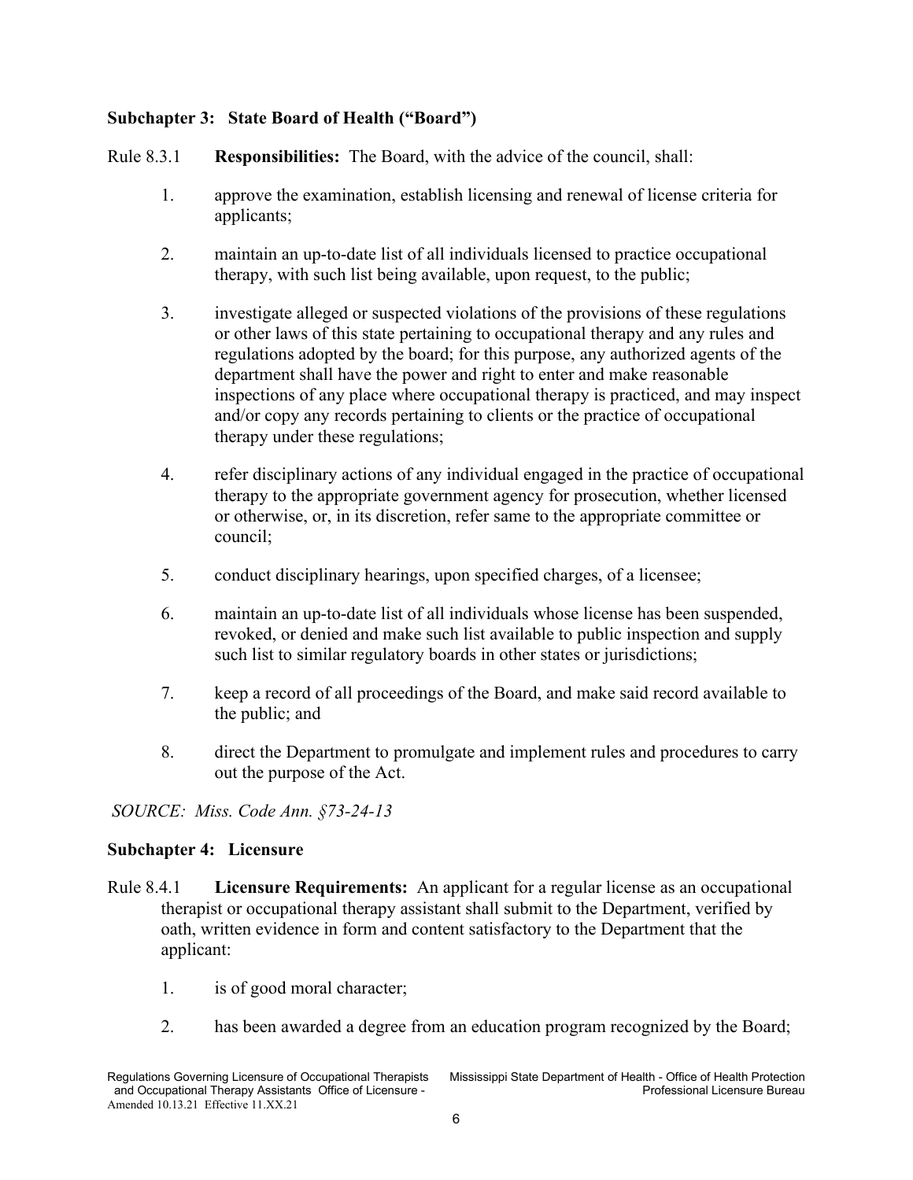### Subchapter 3: State Board of Health ("Board")

Rule 8.3.1 **Responsibilities:** The Board, with the advice of the council, shall:

1. approve the examination, establish licensing and renewal of license criteria for applicants;

2. maintain an up-to-date list of all individuals licensed to practice occupational therapy, with such list being available, upon request, to the public;

3. investigate alleged or suspected violations of the provisions of these regulations or other laws of this state pertaining to occupational therapy and any rules and regulations adopted by the board; for this purpose, any authorized agents of the department shall have the power and right to enter and make reasonable inspections of any place where occupational therapy is practiced, and may inspect and/or copy any records pertaining to clients or the practice of occupational therapy under these regulations;

4. refer disciplinary actions of any individual engaged in the practice of occupational therapy to the appropriate government agency for prosecution, whether licensed or otherwise, or, in its discretion, refer same to the appropriate committee or council;

5. conduct disciplinary hearings, upon specified charges, of a licensee;

6. maintain an up-to-date list of all individuals whose license has been suspended, revoked, or denied and make such list available to public inspection and supply such list to similar regulatory boards in other states or jurisdictions;

7. keep a record of all proceedings of the Board, and make said record available to the public; and

8. direct the Department to promulgate and implement rules and procedures to carry out the purpose of the Act.

*SOURCE: Miss. Code Ann. §73-24-13*

### Subchapter 4: Licensure

Rule 8.4.1 **Licensure Requirements:** An applicant for a regular license as an occupational therapist or occupational therapy assistant shall submit to the Department, verified by oath, written evidence in form and content satisfactory to the Department that the applicant:

1. is of good moral character;

2. has been awarded a degree from an education program recognized by the Board;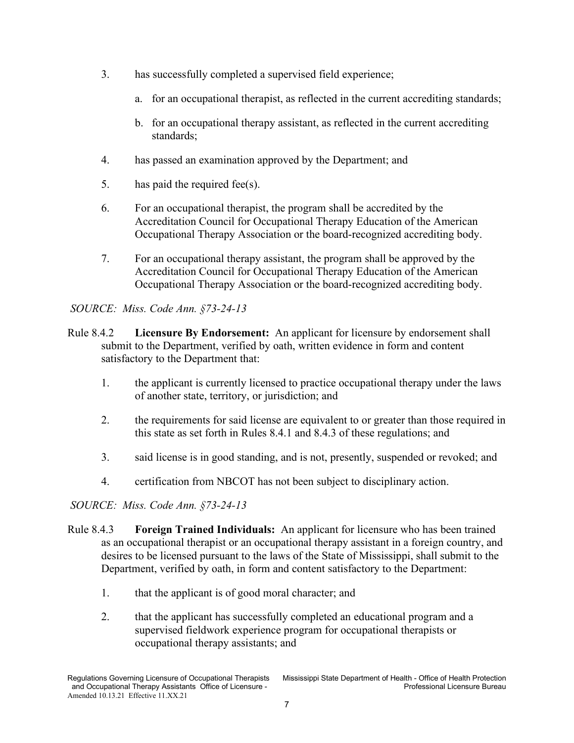3. has successfully completed a supervised field experience;

    a. for an occupational therapist, as reflected in the current accrediting standards;

    b. for an occupational therapy assistant, as reflected in the current accrediting standards;

4. has passed an examination approved by the Department; and

5. has paid the required fee(s).

6. For an occupational therapist, the program shall be accredited by the Accreditation Council for Occupational Therapy Education of the American Occupational Therapy Association or the board-recognized accrediting body.

7. For an occupational therapy assistant, the program shall be approved by the Accreditation Council for Occupational Therapy Education of the American Occupational Therapy Association or the board-recognized accrediting body.

*SOURCE: Miss. Code Ann. §73-24-13*

Rule 8.4.2 **Licensure By Endorsement:** An applicant for licensure by endorsement shall submit to the Department, verified by oath, written evidence in form and content satisfactory to the Department that:

1. the applicant is currently licensed to practice occupational therapy under the laws of another state, territory, or jurisdiction; and

2. the requirements for said license are equivalent to or greater than those required in this state as set forth in Rules 8.4.1 and 8.4.3 of these regulations; and

3. said license is in good standing, and is not, presently, suspended or revoked; and

4. certification from NBCOT has not been subject to disciplinary action.

*SOURCE: Miss. Code Ann. §73-24-13*

Rule 8.4.3 **Foreign Trained Individuals:** An applicant for licensure who has been trained as an occupational therapist or an occupational therapy assistant in a foreign country, and desires to be licensed pursuant to the laws of the State of Mississippi, shall submit to the Department, verified by oath, in form and content satisfactory to the Department:

1. that the applicant is of good moral character; and

2. that the applicant has successfully completed an educational program and a supervised fieldwork experience program for occupational therapists or occupational therapy assistants; and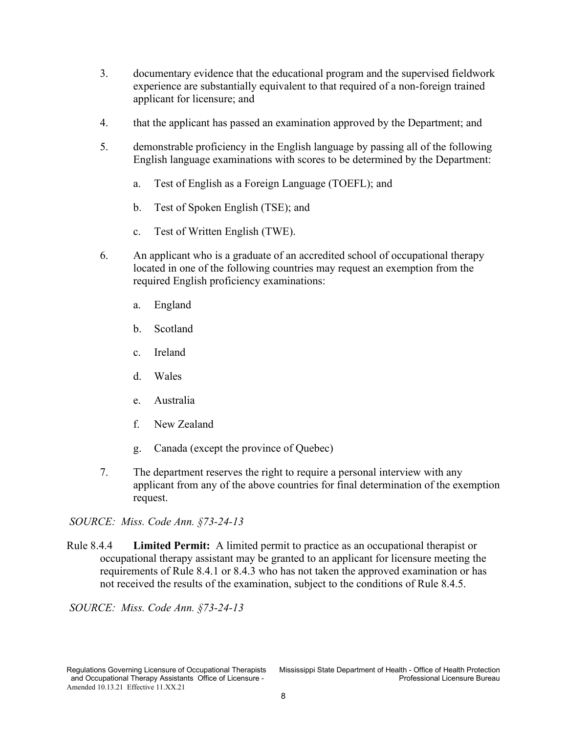3. documentary evidence that the educational program and the supervised fieldwork experience are substantially equivalent to that required of a non-foreign trained applicant for licensure; and

4. that the applicant has passed an examination approved by the Department; and

5. demonstrable proficiency in the English language by passing all of the following English language examinations with scores to be determined by the Department:

   a. Test of English as a Foreign Language (TOEFL); and

   b. Test of Spoken English (TSE); and

   c. Test of Written English (TWE).

6. An applicant who is a graduate of an accredited school of occupational therapy located in one of the following countries may request an exemption from the required English proficiency examinations:

   a. England

   b. Scotland

   c. Ireland

   d. Wales

   e. Australia

   f. New Zealand

   g. Canada (except the province of Quebec)

7. The department reserves the right to require a personal interview with any applicant from any of the above countries for final determination of the exemption request.

*SOURCE: Miss. Code Ann. §73-24-13*

Rule 8.4.4 **Limited Permit:** A limited permit to practice as an occupational therapist or occupational therapy assistant may be granted to an applicant for licensure meeting the requirements of Rule 8.4.1 or 8.4.3 who has not taken the approved examination or has not received the results of the examination, subject to the conditions of Rule 8.4.5.

*SOURCE: Miss. Code Ann. §73-24-13*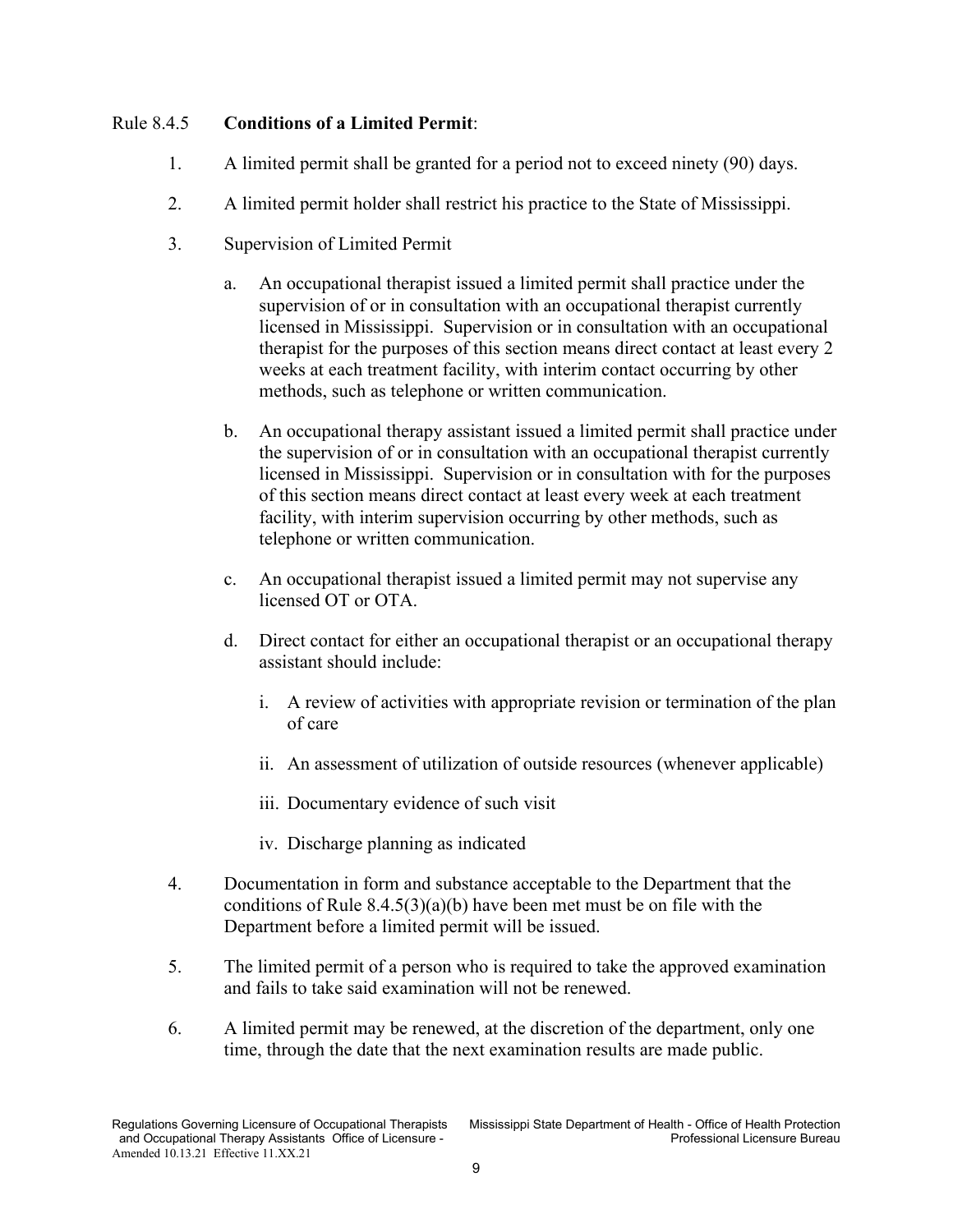Rule 8.4.5 **Conditions of a Limited Permit**:

1. A limited permit shall be granted for a period not to exceed ninety (90) days.

2. A limited permit holder shall restrict his practice to the State of Mississippi.

3. Supervision of Limited Permit

   a. An occupational therapist issued a limited permit shall practice under the supervision of or in consultation with an occupational therapist currently licensed in Mississippi. Supervision or in consultation with an occupational therapist for the purposes of this section means direct contact at least every 2 weeks at each treatment facility, with interim contact occurring by other methods, such as telephone or written communication.

   b. An occupational therapy assistant issued a limited permit shall practice under the supervision of or in consultation with an occupational therapist currently licensed in Mississippi. Supervision or in consultation with for the purposes of this section means direct contact at least every week at each treatment facility, with interim supervision occurring by other methods, such as telephone or written communication.

   c. An occupational therapist issued a limited permit may not supervise any licensed OT or OTA.

   d. Direct contact for either an occupational therapist or an occupational therapy assistant should include:

      i. A review of activities with appropriate revision or termination of the plan of care

      ii. An assessment of utilization of outside resources (whenever applicable)

      iii. Documentary evidence of such visit

      iv. Discharge planning as indicated

4. Documentation in form and substance acceptable to the Department that the conditions of Rule 8.4.5(3)(a)(b) have been met must be on file with the Department before a limited permit will be issued.

5. The limited permit of a person who is required to take the approved examination and fails to take said examination will not be renewed.

6. A limited permit may be renewed, at the discretion of the department, only one time, through the date that the next examination results are made public.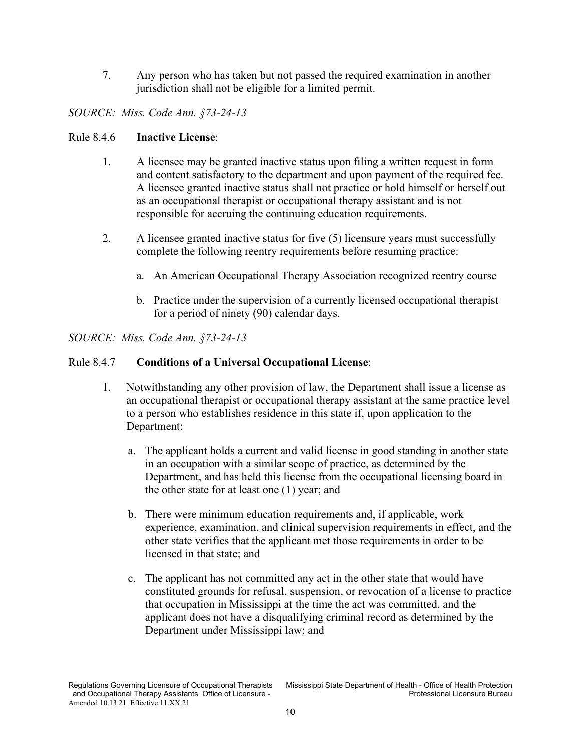7. Any person who has taken but not passed the required examination in another jurisdiction shall not be eligible for a limited permit.

*SOURCE: Miss. Code Ann. §73-24-13*

Rule 8.4.6 **Inactive License**:

1. A licensee may be granted inactive status upon filing a written request in form and content satisfactory to the department and upon payment of the required fee. A licensee granted inactive status shall not practice or hold himself or herself out as an occupational therapist or occupational therapy assistant and is not responsible for accruing the continuing education requirements.

2. A licensee granted inactive status for five (5) licensure years must successfully complete the following reentry requirements before resuming practice:

   a. An American Occupational Therapy Association recognized reentry course

   b. Practice under the supervision of a currently licensed occupational therapist for a period of ninety (90) calendar days.

*SOURCE: Miss. Code Ann. §73-24-13*

Rule 8.4.7 **Conditions of a Universal Occupational License**:

1. Notwithstanding any other provision of law, the Department shall issue a license as an occupational therapist or occupational therapy assistant at the same practice level to a person who establishes residence in this state if, upon application to the Department:

   a. The applicant holds a current and valid license in good standing in another state in an occupation with a similar scope of practice, as determined by the Department, and has held this license from the occupational licensing board in the other state for at least one (1) year; and

   b. There were minimum education requirements and, if applicable, work experience, examination, and clinical supervision requirements in effect, and the other state verifies that the applicant met those requirements in order to be licensed in that state; and

   c. The applicant has not committed any act in the other state that would have constituted grounds for refusal, suspension, or revocation of a license to practice that occupation in Mississippi at the time the act was committed, and the applicant does not have a disqualifying criminal record as determined by the Department under Mississippi law; and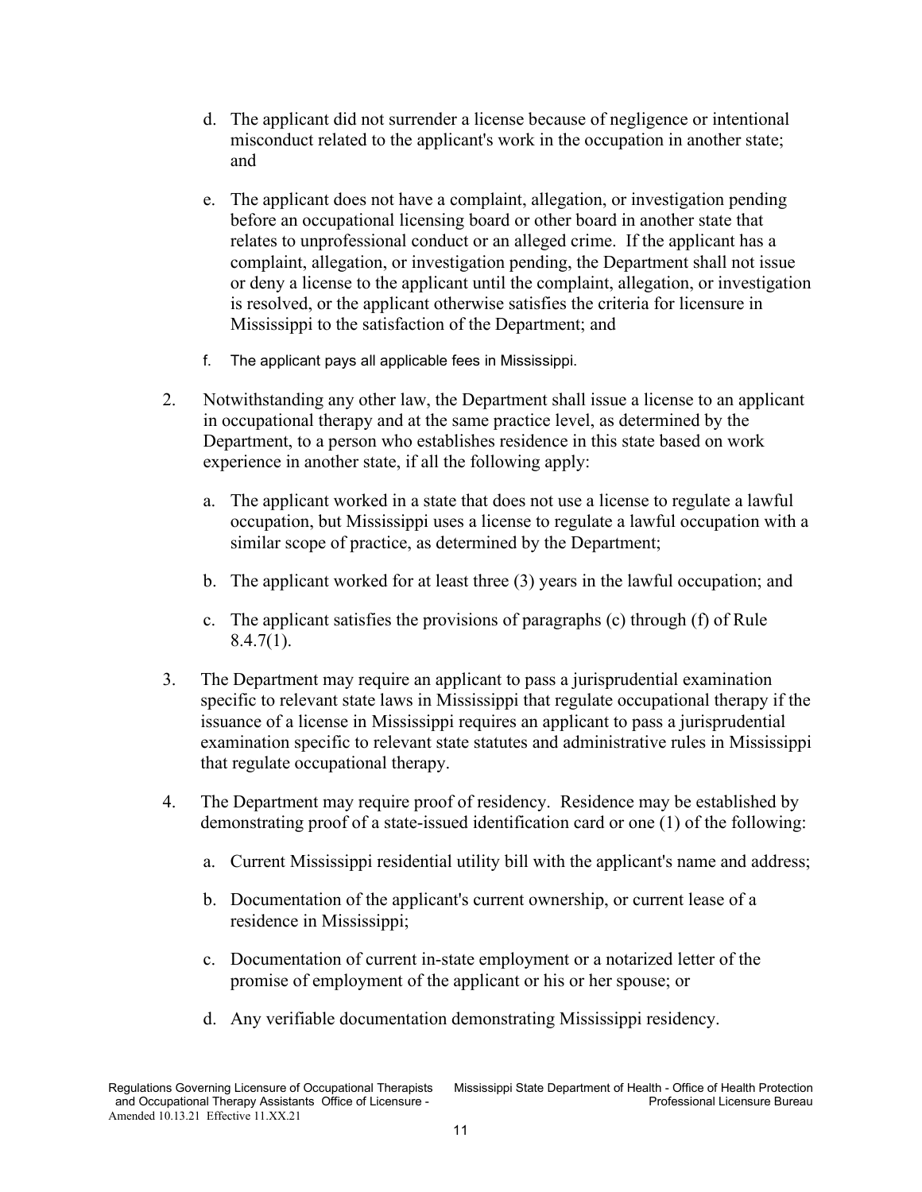d. The applicant did not surrender a license because of negligence or intentional misconduct related to the applicant's work in the occupation in another state; and

e. The applicant does not have a complaint, allegation, or investigation pending before an occupational licensing board or other board in another state that relates to unprofessional conduct or an alleged crime. If the applicant has a complaint, allegation, or investigation pending, the Department shall not issue or deny a license to the applicant until the complaint, allegation, or investigation is resolved, or the applicant otherwise satisfies the criteria for licensure in Mississippi to the satisfaction of the Department; and

f. The applicant pays all applicable fees in Mississippi.

2. Notwithstanding any other law, the Department shall issue a license to an applicant in occupational therapy and at the same practice level, as determined by the Department, to a person who establishes residence in this state based on work experience in another state, if all the following apply:

   a. The applicant worked in a state that does not use a license to regulate a lawful occupation, but Mississippi uses a license to regulate a lawful occupation with a similar scope of practice, as determined by the Department;

   b. The applicant worked for at least three (3) years in the lawful occupation; and

   c. The applicant satisfies the provisions of paragraphs (c) through (f) of Rule 8.4.7(1).

3. The Department may require an applicant to pass a jurisprudential examination specific to relevant state laws in Mississippi that regulate occupational therapy if the issuance of a license in Mississippi requires an applicant to pass a jurisprudential examination specific to relevant state statutes and administrative rules in Mississippi that regulate occupational therapy.

4. The Department may require proof of residency. Residence may be established by demonstrating proof of a state-issued identification card or one (1) of the following:

   a. Current Mississippi residential utility bill with the applicant's name and address;

   b. Documentation of the applicant's current ownership, or current lease of a residence in Mississippi;

   c. Documentation of current in-state employment or a notarized letter of the promise of employment of the applicant or his or her spouse; or

   d. Any verifiable documentation demonstrating Mississippi residency.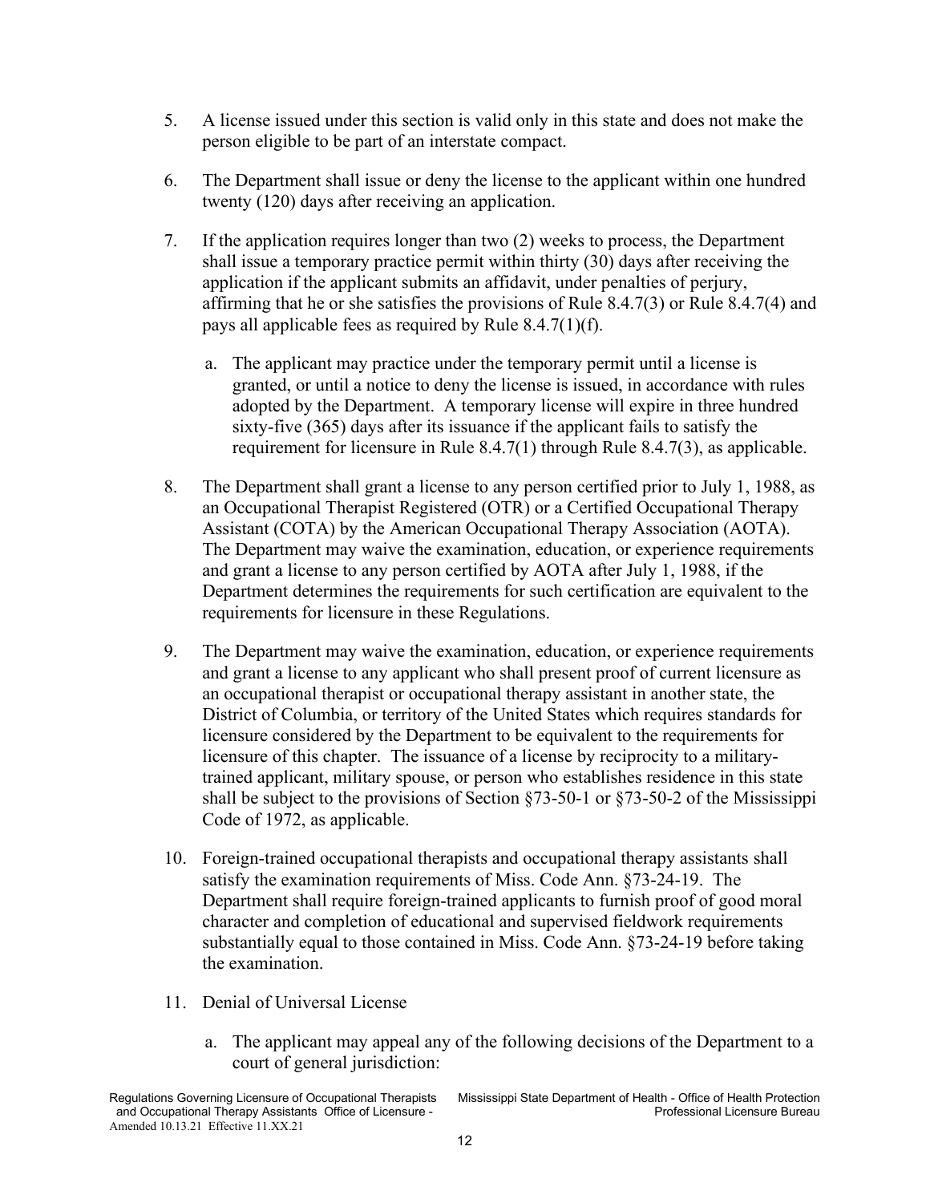5. A license issued under this section is valid only in this state and does not make the person eligible to be part of an interstate compact.

6. The Department shall issue or deny the license to the applicant within one hundred twenty (120) days after receiving an application.

7. If the application requires longer than two (2) weeks to process, the Department shall issue a temporary practice permit within thirty (30) days after receiving the application if the applicant submits an affidavit, under penalties of perjury, affirming that he or she satisfies the provisions of Rule 8.4.7(3) or Rule 8.4.7(4) and pays all applicable fees as required by Rule 8.4.7(1)(f).

   a. The applicant may practice under the temporary permit until a license is granted, or until a notice to deny the license is issued, in accordance with rules adopted by the Department. A temporary license will expire in three hundred sixty-five (365) days after its issuance if the applicant fails to satisfy the requirement for licensure in Rule 8.4.7(1) through Rule 8.4.7(3), as applicable.

8. The Department shall grant a license to any person certified prior to July 1, 1988, as an Occupational Therapist Registered (OTR) or a Certified Occupational Therapy Assistant (COTA) by the American Occupational Therapy Association (AOTA). The Department may waive the examination, education, or experience requirements and grant a license to any person certified by AOTA after July 1, 1988, if the Department determines the requirements for such certification are equivalent to the requirements for licensure in these Regulations.

9. The Department may waive the examination, education, or experience requirements and grant a license to any applicant who shall present proof of current licensure as an occupational therapist or occupational therapy assistant in another state, the District of Columbia, or territory of the United States which requires standards for licensure considered by the Department to be equivalent to the requirements for licensure of this chapter. The issuance of a license by reciprocity to a military-trained applicant, military spouse, or person who establishes residence in this state shall be subject to the provisions of Section §73-50-1 or §73-50-2 of the Mississippi Code of 1972, as applicable.

10. Foreign-trained occupational therapists and occupational therapy assistants shall satisfy the examination requirements of Miss. Code Ann. §73-24-19. The Department shall require foreign-trained applicants to furnish proof of good moral character and completion of educational and supervised fieldwork requirements substantially equal to those contained in Miss. Code Ann. §73-24-19 before taking the examination.

11. Denial of Universal License

    a. The applicant may appeal any of the following decisions of the Department to a court of general jurisdiction: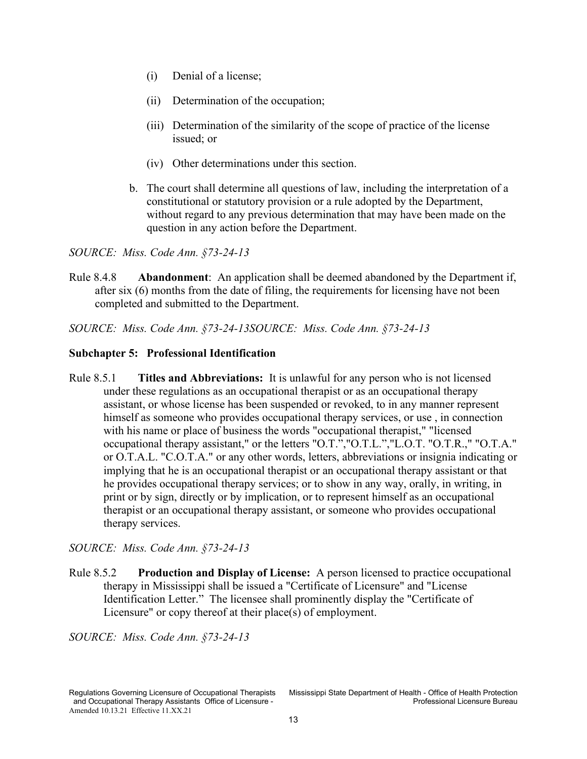(i) Denial of a license;

(ii) Determination of the occupation;

(iii) Determination of the similarity of the scope of practice of the license issued; or

(iv) Other determinations under this section.

b. The court shall determine all questions of law, including the interpretation of a constitutional or statutory provision or a rule adopted by the Department, without regard to any previous determination that may have been made on the question in any action before the Department.

*SOURCE: Miss. Code Ann. §73-24-13*

Rule 8.4.8 **Abandonment**: An application shall be deemed abandoned by the Department if, after six (6) months from the date of filing, the requirements for licensing have not been completed and submitted to the Department.

*SOURCE: Miss. Code Ann. §73-24-13SOURCE: Miss. Code Ann. §73-24-13*

**Subchapter 5: Professional Identification**

Rule 8.5.1 **Titles and Abbreviations:** It is unlawful for any person who is not licensed under these regulations as an occupational therapist or as an occupational therapy assistant, or whose license has been suspended or revoked, to in any manner represent himself as someone who provides occupational therapy services, or use , in connection with his name or place of business the words "occupational therapist," "licensed occupational therapy assistant," or the letters "O.T.","O.T.L.","L.O.T. "O.T.R.," "O.T.A." or O.T.A.L. "C.O.T.A." or any other words, letters, abbreviations or insignia indicating or implying that he is an occupational therapist or an occupational therapy assistant or that he provides occupational therapy services; or to show in any way, orally, in writing, in print or by sign, directly or by implication, or to represent himself as an occupational therapist or an occupational therapy assistant, or someone who provides occupational therapy services.

*SOURCE: Miss. Code Ann. §73-24-13*

Rule 8.5.2 **Production and Display of License:** A person licensed to practice occupational therapy in Mississippi shall be issued a "Certificate of Licensure" and "License Identification Letter." The licensee shall prominently display the "Certificate of Licensure" or copy thereof at their place(s) of employment.

*SOURCE: Miss. Code Ann. §73-24-13*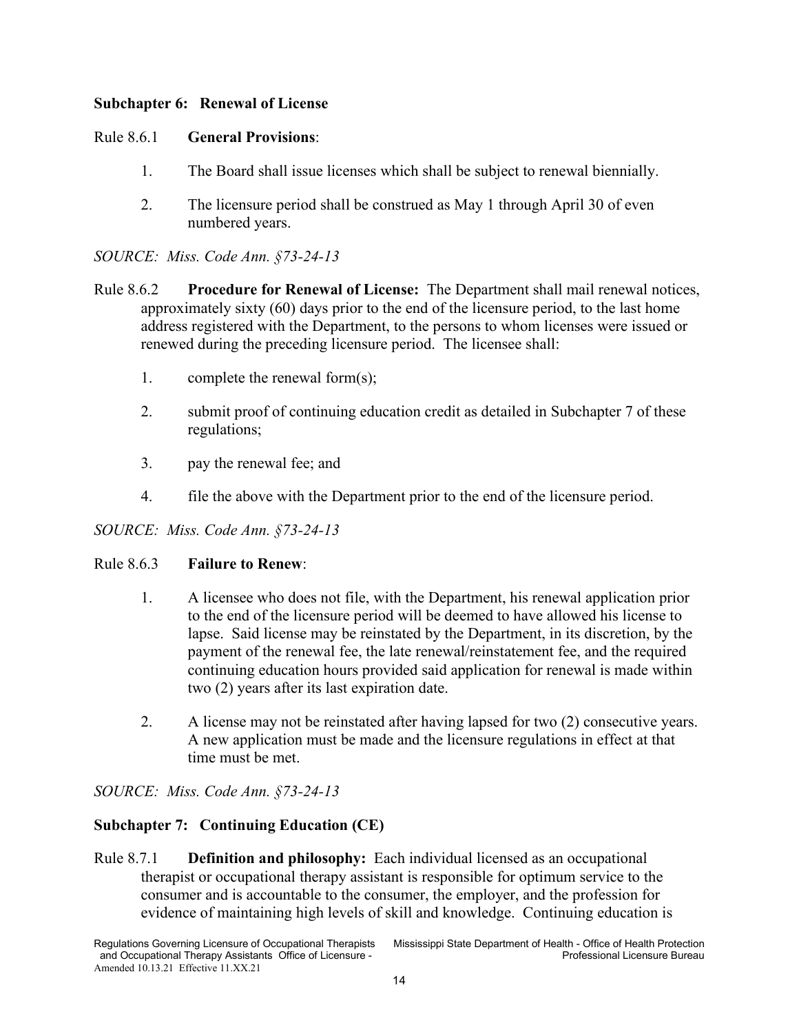## Subchapter 6: Renewal of License

Rule 8.6.1 **General Provisions**:

1. The Board shall issue licenses which shall be subject to renewal biennially.
2. The licensure period shall be construed as May 1 through April 30 of even numbered years.

*SOURCE: Miss. Code Ann. §73-24-13*

Rule 8.6.2 **Procedure for Renewal of License:** The Department shall mail renewal notices, approximately sixty (60) days prior to the end of the licensure period, to the last home address registered with the Department, to the persons to whom licenses were issued or renewed during the preceding licensure period. The licensee shall:

1. complete the renewal form(s);
2. submit proof of continuing education credit as detailed in Subchapter 7 of these regulations;
3. pay the renewal fee; and
4. file the above with the Department prior to the end of the licensure period.

*SOURCE: Miss. Code Ann. §73-24-13*

Rule 8.6.3 **Failure to Renew**:

1. A licensee who does not file, with the Department, his renewal application prior to the end of the licensure period will be deemed to have allowed his license to lapse. Said license may be reinstated by the Department, in its discretion, by the payment of the renewal fee, the late renewal/reinstatement fee, and the required continuing education hours provided said application for renewal is made within two (2) years after its last expiration date.
2. A license may not be reinstated after having lapsed for two (2) consecutive years. A new application must be made and the licensure regulations in effect at that time must be met.

*SOURCE: Miss. Code Ann. §73-24-13*

## Subchapter 7: Continuing Education (CE)

Rule 8.7.1 **Definition and philosophy:** Each individual licensed as an occupational therapist or occupational therapy assistant is responsible for optimum service to the consumer and is accountable to the consumer, the employer, and the profession for evidence of maintaining high levels of skill and knowledge. Continuing education is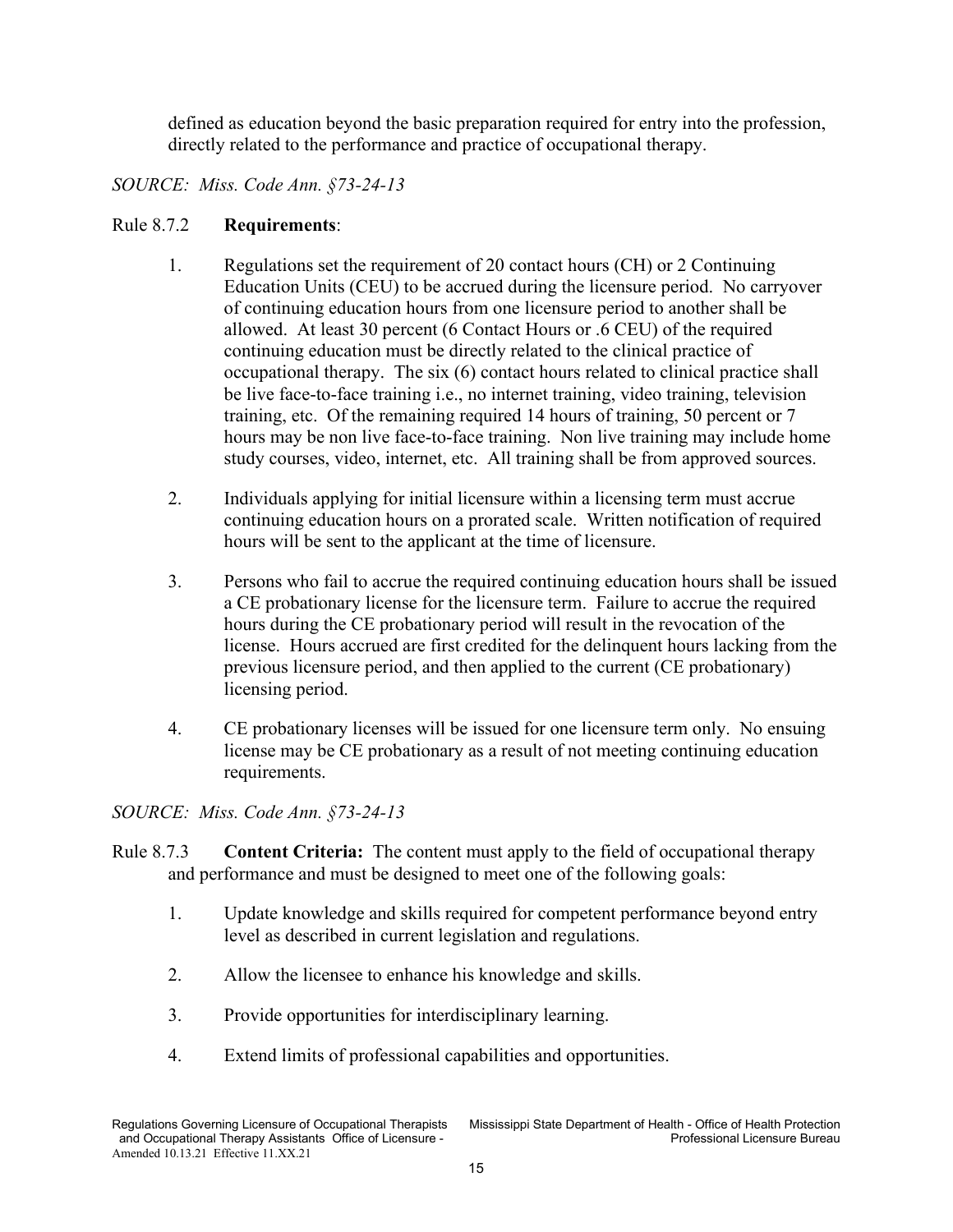defined as education beyond the basic preparation required for entry into the profession, directly related to the performance and practice of occupational therapy.

*SOURCE: Miss. Code Ann. §73-24-13*

Rule 8.7.2 **Requirements**:

1. Regulations set the requirement of 20 contact hours (CH) or 2 Continuing Education Units (CEU) to be accrued during the licensure period. No carryover of continuing education hours from one licensure period to another shall be allowed. At least 30 percent (6 Contact Hours or .6 CEU) of the required continuing education must be directly related to the clinical practice of occupational therapy. The six (6) contact hours related to clinical practice shall be live face-to-face training i.e., no internet training, video training, television training, etc. Of the remaining required 14 hours of training, 50 percent or 7 hours may be non live face-to-face training. Non live training may include home study courses, video, internet, etc. All training shall be from approved sources.

2. Individuals applying for initial licensure within a licensing term must accrue continuing education hours on a prorated scale. Written notification of required hours will be sent to the applicant at the time of licensure.

3. Persons who fail to accrue the required continuing education hours shall be issued a CE probationary license for the licensure term. Failure to accrue the required hours during the CE probationary period will result in the revocation of the license. Hours accrued are first credited for the delinquent hours lacking from the previous licensure period, and then applied to the current (CE probationary) licensing period.

4. CE probationary licenses will be issued for one licensure term only. No ensuing license may be CE probationary as a result of not meeting continuing education requirements.

*SOURCE: Miss. Code Ann. §73-24-13*

Rule 8.7.3 **Content Criteria:** The content must apply to the field of occupational therapy and performance and must be designed to meet one of the following goals:

1. Update knowledge and skills required for competent performance beyond entry level as described in current legislation and regulations.

2. Allow the licensee to enhance his knowledge and skills.

3. Provide opportunities for interdisciplinary learning.

4. Extend limits of professional capabilities and opportunities.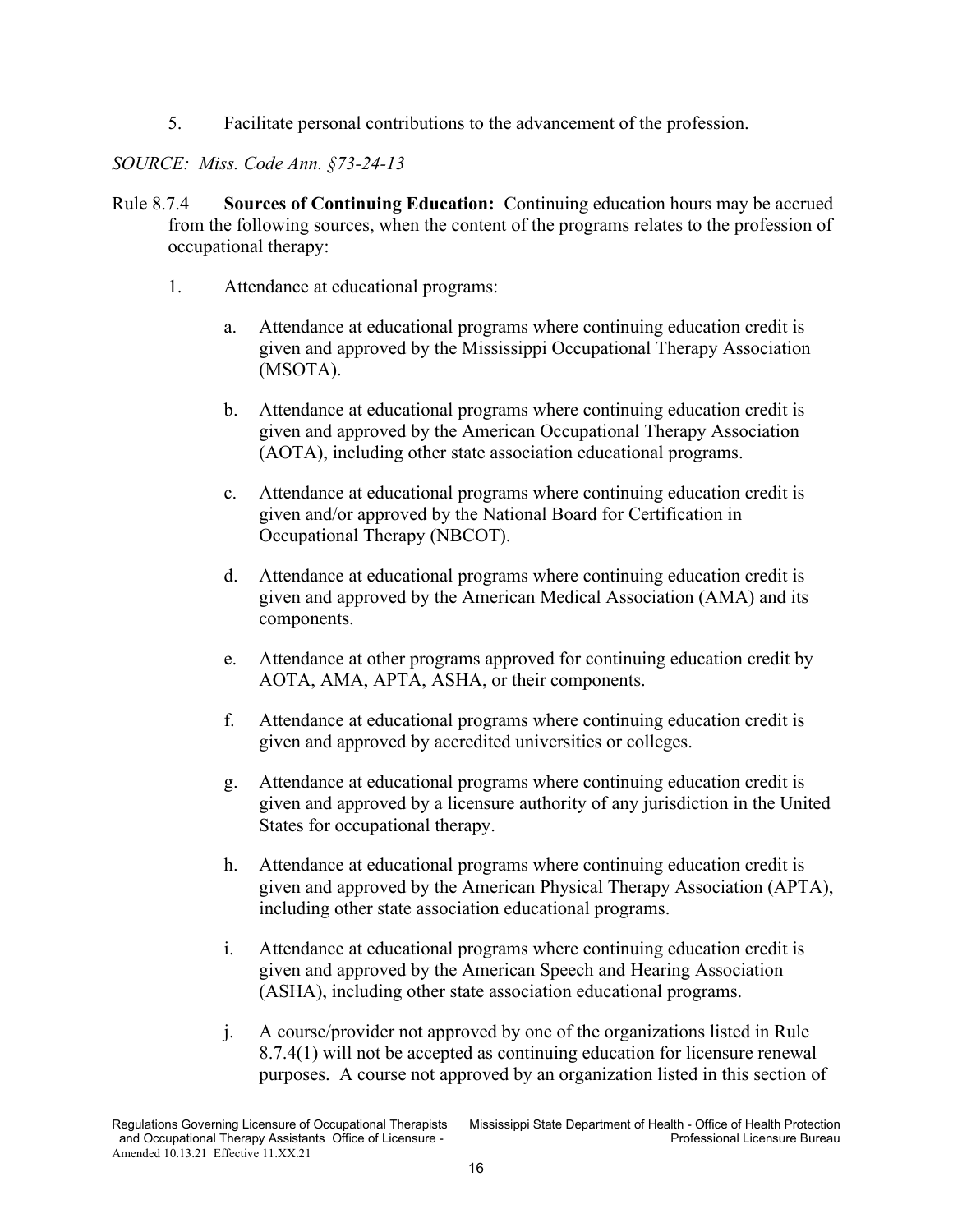5. Facilitate personal contributions to the advancement of the profession.

*SOURCE: Miss. Code Ann. §73-24-13*

Rule 8.7.4 **Sources of Continuing Education:** Continuing education hours may be accrued from the following sources, when the content of the programs relates to the profession of occupational therapy:

1. Attendance at educational programs:

   a. Attendance at educational programs where continuing education credit is given and approved by the Mississippi Occupational Therapy Association (MSOTA).

   b. Attendance at educational programs where continuing education credit is given and approved by the American Occupational Therapy Association (AOTA), including other state association educational programs.

   c. Attendance at educational programs where continuing education credit is given and/or approved by the National Board for Certification in Occupational Therapy (NBCOT).

   d. Attendance at educational programs where continuing education credit is given and approved by the American Medical Association (AMA) and its components.

   e. Attendance at other programs approved for continuing education credit by AOTA, AMA, APTA, ASHA, or their components.

   f. Attendance at educational programs where continuing education credit is given and approved by accredited universities or colleges.

   g. Attendance at educational programs where continuing education credit is given and approved by a licensure authority of any jurisdiction in the United States for occupational therapy.

   h. Attendance at educational programs where continuing education credit is given and approved by the American Physical Therapy Association (APTA), including other state association educational programs.

   i. Attendance at educational programs where continuing education credit is given and approved by the American Speech and Hearing Association (ASHA), including other state association educational programs.

   j. A course/provider not approved by one of the organizations listed in Rule 8.7.4(1) will not be accepted as continuing education for licensure renewal purposes. A course not approved by an organization listed in this section of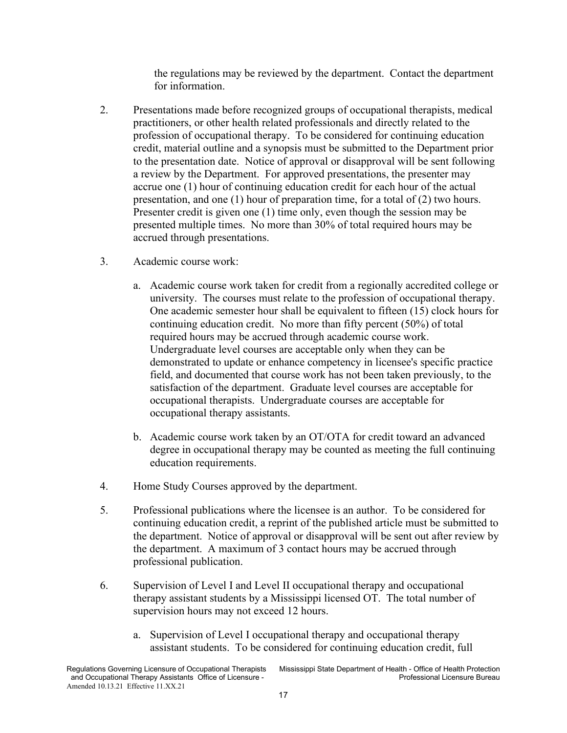the regulations may be reviewed by the department. Contact the department for information.

2. Presentations made before recognized groups of occupational therapists, medical practitioners, or other health related professionals and directly related to the profession of occupational therapy. To be considered for continuing education credit, material outline and a synopsis must be submitted to the Department prior to the presentation date. Notice of approval or disapproval will be sent following a review by the Department. For approved presentations, the presenter may accrue one (1) hour of continuing education credit for each hour of the actual presentation, and one (1) hour of preparation time, for a total of (2) two hours. Presenter credit is given one (1) time only, even though the session may be presented multiple times. No more than 30% of total required hours may be accrued through presentations.

3. Academic course work:

   a. Academic course work taken for credit from a regionally accredited college or university. The courses must relate to the profession of occupational therapy. One academic semester hour shall be equivalent to fifteen (15) clock hours for continuing education credit. No more than fifty percent (50%) of total required hours may be accrued through academic course work. Undergraduate level courses are acceptable only when they can be demonstrated to update or enhance competency in licensee's specific practice field, and documented that course work has not been taken previously, to the satisfaction of the department. Graduate level courses are acceptable for occupational therapists. Undergraduate courses are acceptable for occupational therapy assistants.

   b. Academic course work taken by an OT/OTA for credit toward an advanced degree in occupational therapy may be counted as meeting the full continuing education requirements.

4. Home Study Courses approved by the department.

5. Professional publications where the licensee is an author. To be considered for continuing education credit, a reprint of the published article must be submitted to the department. Notice of approval or disapproval will be sent out after review by the department. A maximum of 3 contact hours may be accrued through professional publication.

6. Supervision of Level I and Level II occupational therapy and occupational therapy assistant students by a Mississippi licensed OT. The total number of supervision hours may not exceed 12 hours.

   a. Supervision of Level I occupational therapy and occupational therapy assistant students. To be considered for continuing education credit, full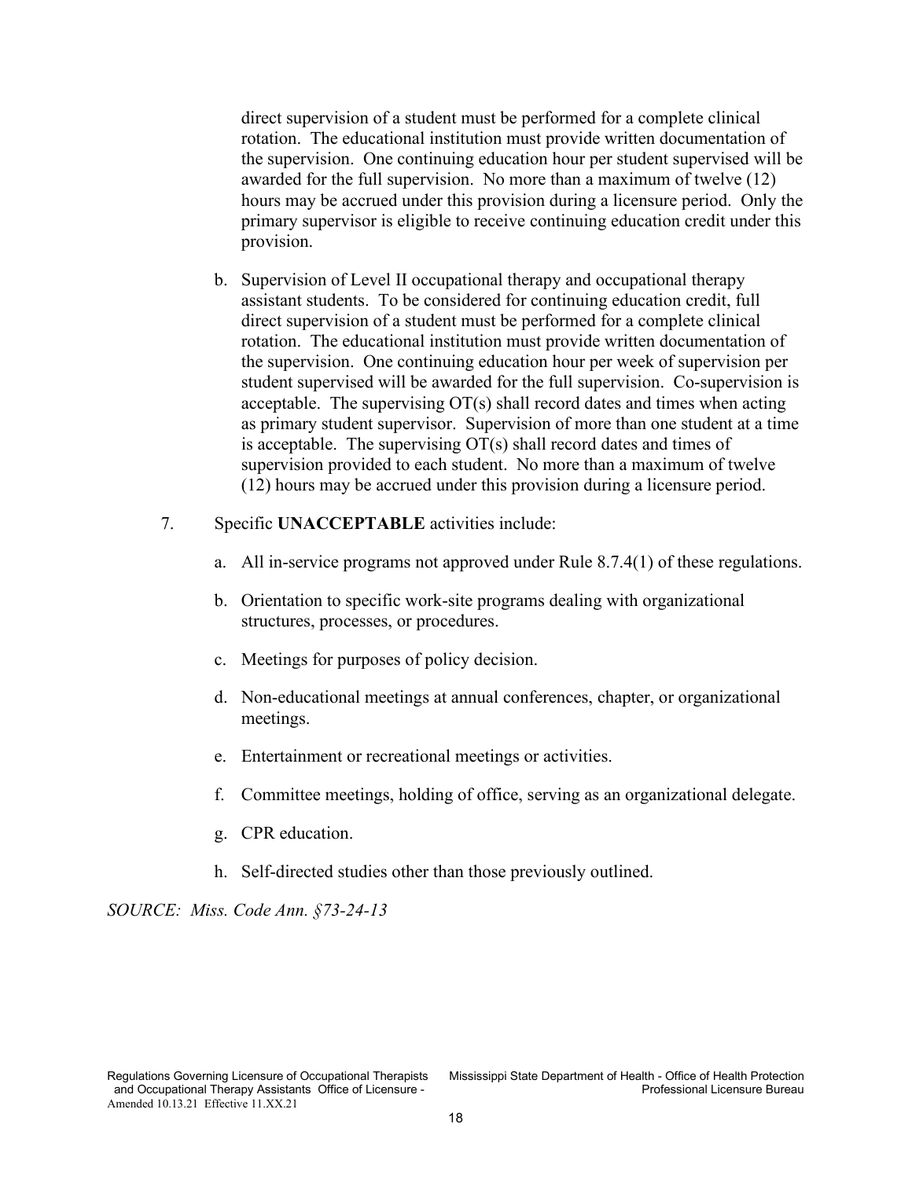direct supervision of a student must be performed for a complete clinical rotation. The educational institution must provide written documentation of the supervision. One continuing education hour per student supervised will be awarded for the full supervision. No more than a maximum of twelve (12) hours may be accrued under this provision during a licensure period. Only the primary supervisor is eligible to receive continuing education credit under this provision.

b. Supervision of Level II occupational therapy and occupational therapy assistant students. To be considered for continuing education credit, full direct supervision of a student must be performed for a complete clinical rotation. The educational institution must provide written documentation of the supervision. One continuing education hour per week of supervision per student supervised will be awarded for the full supervision. Co-supervision is acceptable. The supervising OT(s) shall record dates and times when acting as primary student supervisor. Supervision of more than one student at a time is acceptable. The supervising OT(s) shall record dates and times of supervision provided to each student. No more than a maximum of twelve (12) hours may be accrued under this provision during a licensure period.

7. Specific **UNACCEPTABLE** activities include:

a. All in-service programs not approved under Rule 8.7.4(1) of these regulations.

b. Orientation to specific work-site programs dealing with organizational structures, processes, or procedures.

c. Meetings for purposes of policy decision.

d. Non-educational meetings at annual conferences, chapter, or organizational meetings.

e. Entertainment or recreational meetings or activities.

f. Committee meetings, holding of office, serving as an organizational delegate.

g. CPR education.

h. Self-directed studies other than those previously outlined.

*SOURCE: Miss. Code Ann. §73-24-13*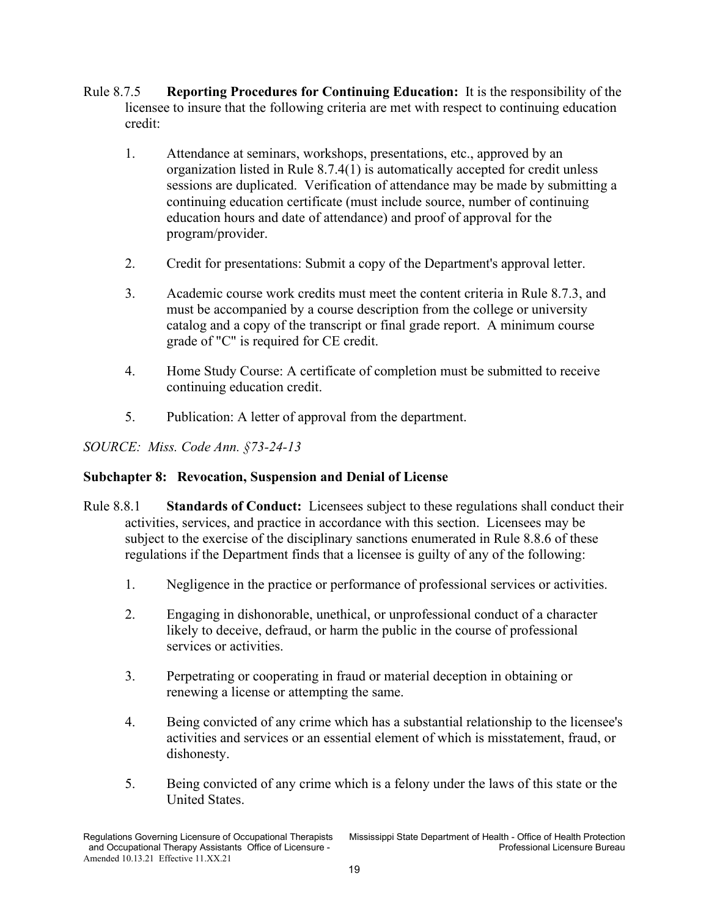Rule 8.7.5 **Reporting Procedures for Continuing Education:** It is the responsibility of the licensee to insure that the following criteria are met with respect to continuing education credit:

1. Attendance at seminars, workshops, presentations, etc., approved by an organization listed in Rule 8.7.4(1) is automatically accepted for credit unless sessions are duplicated. Verification of attendance may be made by submitting a continuing education certificate (must include source, number of continuing education hours and date of attendance) and proof of approval for the program/provider.

2. Credit for presentations: Submit a copy of the Department's approval letter.

3. Academic course work credits must meet the content criteria in Rule 8.7.3, and must be accompanied by a course description from the college or university catalog and a copy of the transcript or final grade report. A minimum course grade of "C" is required for CE credit.

4. Home Study Course: A certificate of completion must be submitted to receive continuing education credit.

5. Publication: A letter of approval from the department.

*SOURCE: Miss. Code Ann. §73-24-13*

## Subchapter 8: Revocation, Suspension and Denial of License

Rule 8.8.1 **Standards of Conduct:** Licensees subject to these regulations shall conduct their activities, services, and practice in accordance with this section. Licensees may be subject to the exercise of the disciplinary sanctions enumerated in Rule 8.8.6 of these regulations if the Department finds that a licensee is guilty of any of the following:

1. Negligence in the practice or performance of professional services or activities.

2. Engaging in dishonorable, unethical, or unprofessional conduct of a character likely to deceive, defraud, or harm the public in the course of professional services or activities.

3. Perpetrating or cooperating in fraud or material deception in obtaining or renewing a license or attempting the same.

4. Being convicted of any crime which has a substantial relationship to the licensee's activities and services or an essential element of which is misstatement, fraud, or dishonesty.

5. Being convicted of any crime which is a felony under the laws of this state or the United States.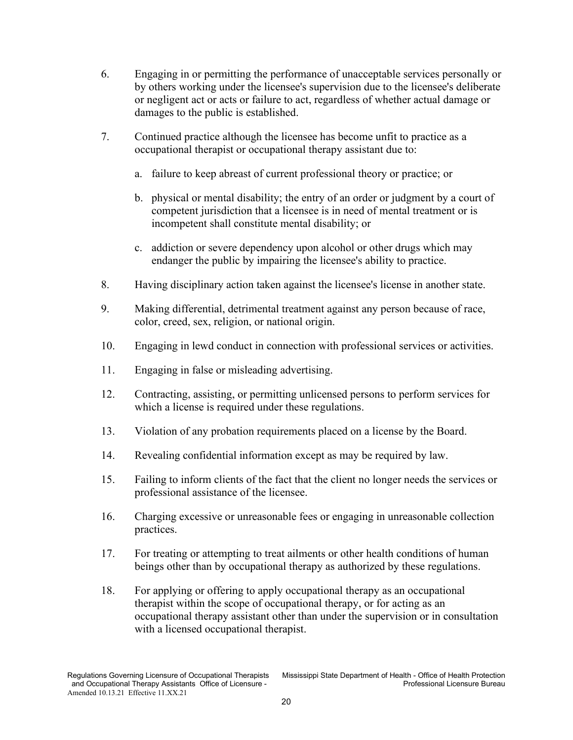6. Engaging in or permitting the performance of unacceptable services personally or by others working under the licensee's supervision due to the licensee's deliberate or negligent act or acts or failure to act, regardless of whether actual damage or damages to the public is established.

7. Continued practice although the licensee has become unfit to practice as a occupational therapist or occupational therapy assistant due to:

    a. failure to keep abreast of current professional theory or practice; or

    b. physical or mental disability; the entry of an order or judgment by a court of competent jurisdiction that a licensee is in need of mental treatment or is incompetent shall constitute mental disability; or

    c. addiction or severe dependency upon alcohol or other drugs which may endanger the public by impairing the licensee's ability to practice.

8. Having disciplinary action taken against the licensee's license in another state.

9. Making differential, detrimental treatment against any person because of race, color, creed, sex, religion, or national origin.

10. Engaging in lewd conduct in connection with professional services or activities.

11. Engaging in false or misleading advertising.

12. Contracting, assisting, or permitting unlicensed persons to perform services for which a license is required under these regulations.

13. Violation of any probation requirements placed on a license by the Board.

14. Revealing confidential information except as may be required by law.

15. Failing to inform clients of the fact that the client no longer needs the services or professional assistance of the licensee.

16. Charging excessive or unreasonable fees or engaging in unreasonable collection practices.

17. For treating or attempting to treat ailments or other health conditions of human beings other than by occupational therapy as authorized by these regulations.

18. For applying or offering to apply occupational therapy as an occupational therapist within the scope of occupational therapy, or for acting as an occupational therapy assistant other than under the supervision or in consultation with a licensed occupational therapist.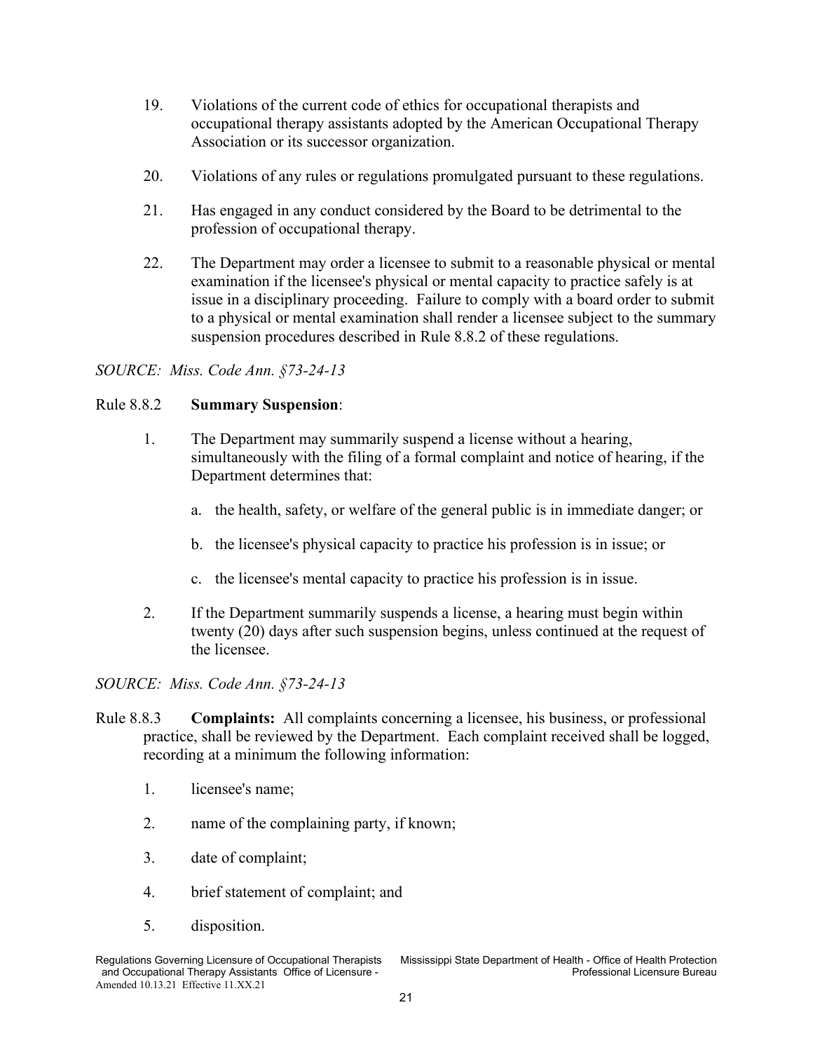19. Violations of the current code of ethics for occupational therapists and occupational therapy assistants adopted by the American Occupational Therapy Association or its successor organization.

20. Violations of any rules or regulations promulgated pursuant to these regulations.

21. Has engaged in any conduct considered by the Board to be detrimental to the profession of occupational therapy.

22. The Department may order a licensee to submit to a reasonable physical or mental examination if the licensee's physical or mental capacity to practice safely is at issue in a disciplinary proceeding. Failure to comply with a board order to submit to a physical or mental examination shall render a licensee subject to the summary suspension procedures described in Rule 8.8.2 of these regulations.

*SOURCE: Miss. Code Ann. §73-24-13*

Rule 8.8.2 **Summary Suspension**:

1. The Department may summarily suspend a license without a hearing, simultaneously with the filing of a formal complaint and notice of hearing, if the Department determines that:

   a. the health, safety, or welfare of the general public is in immediate danger; or

   b. the licensee's physical capacity to practice his profession is in issue; or

   c. the licensee's mental capacity to practice his profession is in issue.

2. If the Department summarily suspends a license, a hearing must begin within twenty (20) days after such suspension begins, unless continued at the request of the licensee.

*SOURCE: Miss. Code Ann. §73-24-13*

Rule 8.8.3 **Complaints:** All complaints concerning a licensee, his business, or professional practice, shall be reviewed by the Department. Each complaint received shall be logged, recording at a minimum the following information:

1. licensee's name;

2. name of the complaining party, if known;

3. date of complaint;

4. brief statement of complaint; and

5. disposition.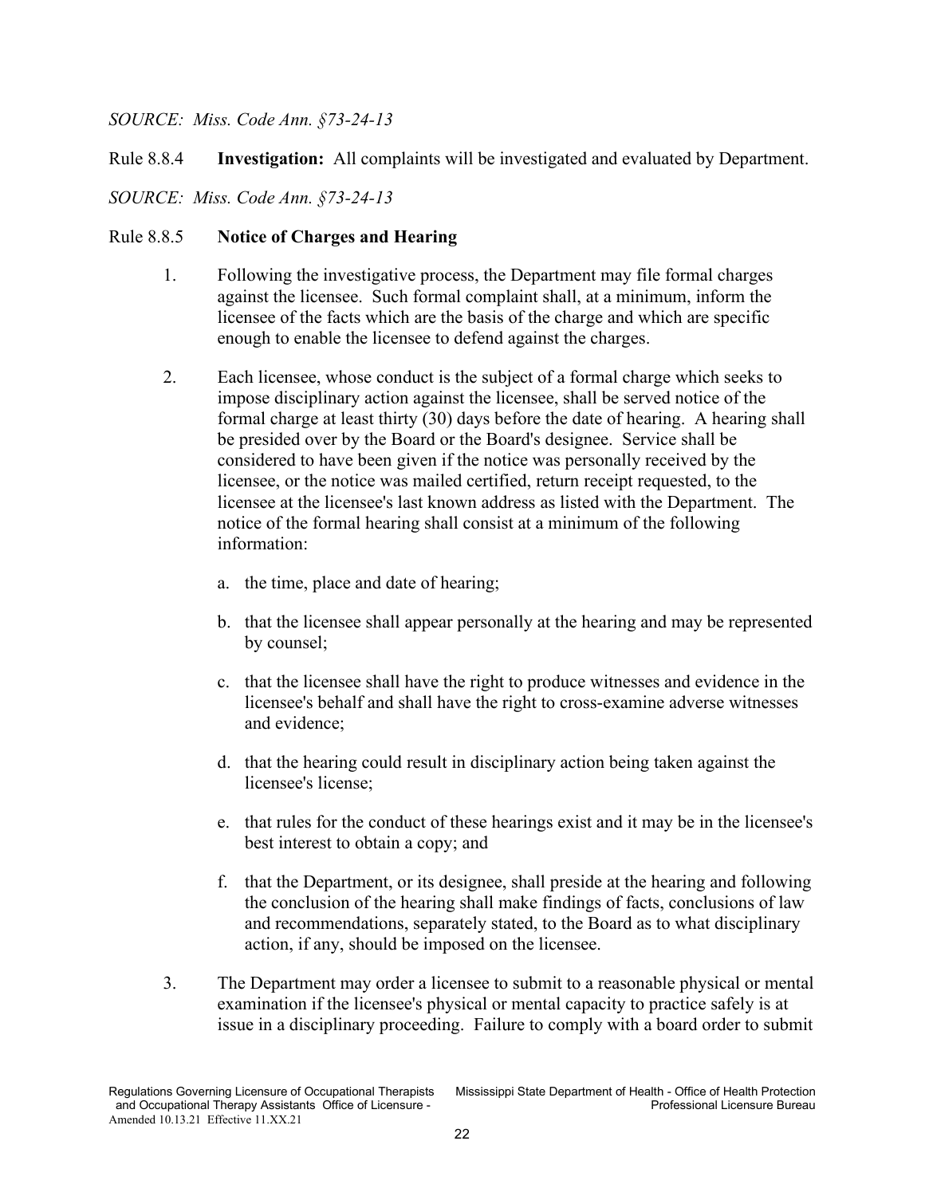*SOURCE: Miss. Code Ann. §73-24-13*

Rule 8.8.4 **Investigation:** All complaints will be investigated and evaluated by Department.

*SOURCE: Miss. Code Ann. §73-24-13*

Rule 8.8.5 **Notice of Charges and Hearing**

1. Following the investigative process, the Department may file formal charges against the licensee. Such formal complaint shall, at a minimum, inform the licensee of the facts which are the basis of the charge and which are specific enough to enable the licensee to defend against the charges.

2. Each licensee, whose conduct is the subject of a formal charge which seeks to impose disciplinary action against the licensee, shall be served notice of the formal charge at least thirty (30) days before the date of hearing. A hearing shall be presided over by the Board or the Board's designee. Service shall be considered to have been given if the notice was personally received by the licensee, or the notice was mailed certified, return receipt requested, to the licensee at the licensee's last known address as listed with the Department. The notice of the formal hearing shall consist at a minimum of the following information:

   a. the time, place and date of hearing;

   b. that the licensee shall appear personally at the hearing and may be represented by counsel;

   c. that the licensee shall have the right to produce witnesses and evidence in the licensee's behalf and shall have the right to cross-examine adverse witnesses and evidence;

   d. that the hearing could result in disciplinary action being taken against the licensee's license;

   e. that rules for the conduct of these hearings exist and it may be in the licensee's best interest to obtain a copy; and

   f. that the Department, or its designee, shall preside at the hearing and following the conclusion of the hearing shall make findings of facts, conclusions of law and recommendations, separately stated, to the Board as to what disciplinary action, if any, should be imposed on the licensee.

3. The Department may order a licensee to submit to a reasonable physical or mental examination if the licensee's physical or mental capacity to practice safely is at issue in a disciplinary proceeding. Failure to comply with a board order to submit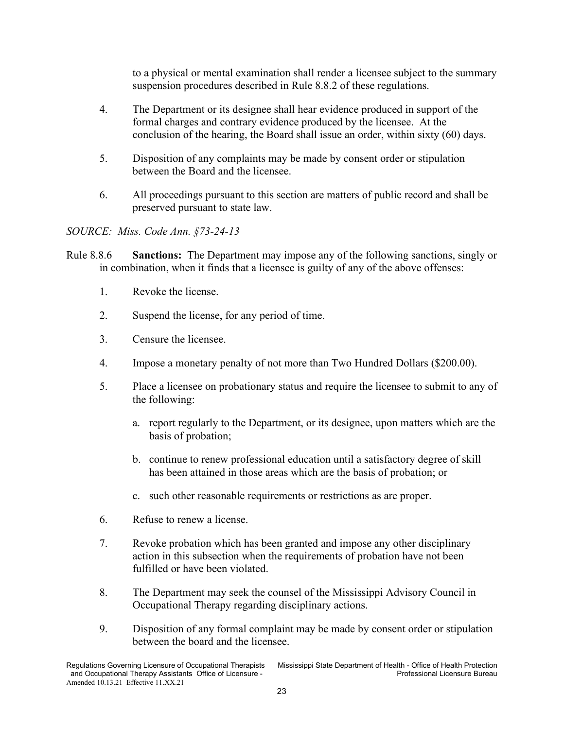to a physical or mental examination shall render a licensee subject to the summary suspension procedures described in Rule 8.8.2 of these regulations.

4. The Department or its designee shall hear evidence produced in support of the formal charges and contrary evidence produced by the licensee. At the conclusion of the hearing, the Board shall issue an order, within sixty (60) days.

5. Disposition of any complaints may be made by consent order or stipulation between the Board and the licensee.

6. All proceedings pursuant to this section are matters of public record and shall be preserved pursuant to state law.

*SOURCE: Miss. Code Ann. §73-24-13*

Rule 8.8.6 **Sanctions:** The Department may impose any of the following sanctions, singly or in combination, when it finds that a licensee is guilty of any of the above offenses:

1. Revoke the license.

2. Suspend the license, for any period of time.

3. Censure the licensee.

4. Impose a monetary penalty of not more than Two Hundred Dollars ($200.00).

5. Place a licensee on probationary status and require the licensee to submit to any of the following:

   a. report regularly to the Department, or its designee, upon matters which are the basis of probation;

   b. continue to renew professional education until a satisfactory degree of skill has been attained in those areas which are the basis of probation; or

   c. such other reasonable requirements or restrictions as are proper.

6. Refuse to renew a license.

7. Revoke probation which has been granted and impose any other disciplinary action in this subsection when the requirements of probation have not been fulfilled or have been violated.

8. The Department may seek the counsel of the Mississippi Advisory Council in Occupational Therapy regarding disciplinary actions.

9. Disposition of any formal complaint may be made by consent order or stipulation between the board and the licensee.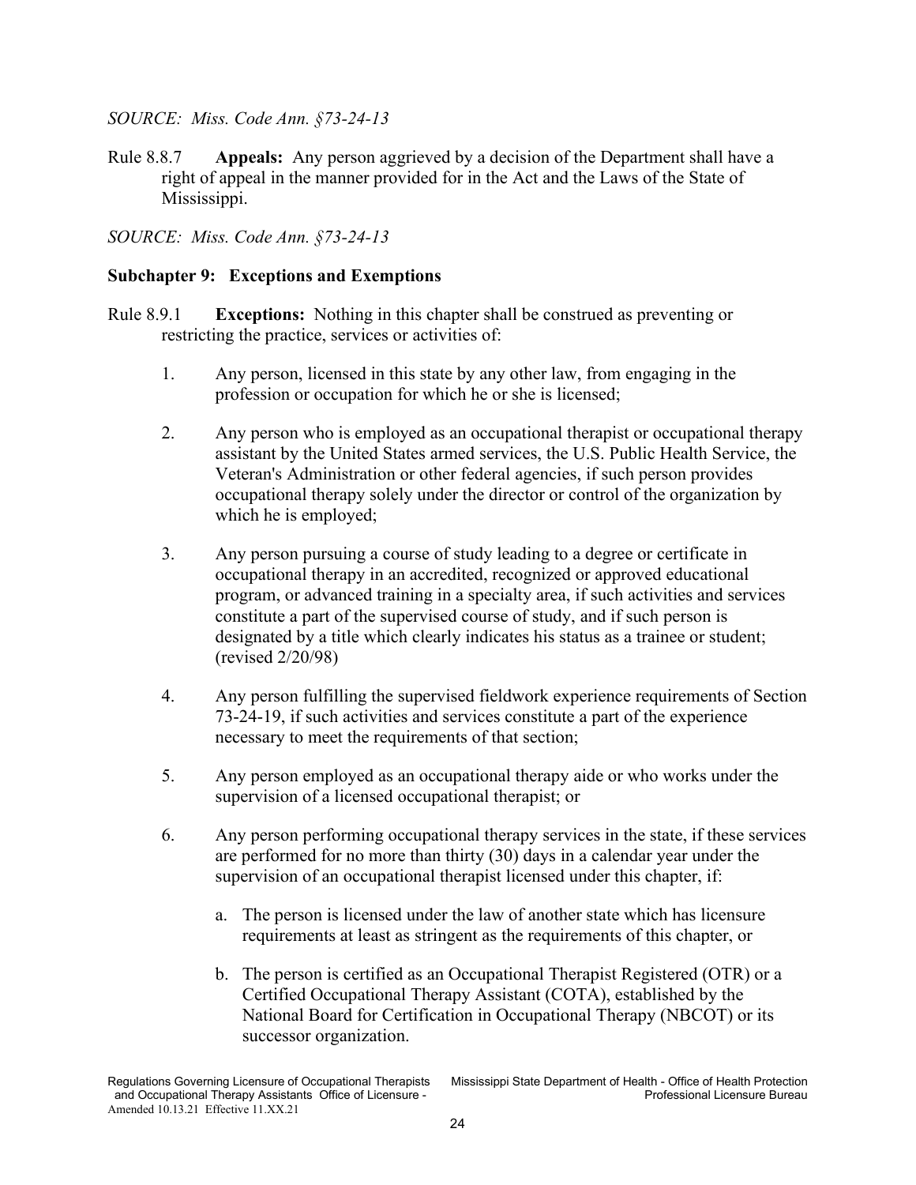*SOURCE: Miss. Code Ann. §73-24-13*

Rule 8.8.7 **Appeals:** Any person aggrieved by a decision of the Department shall have a right of appeal in the manner provided for in the Act and the Laws of the State of Mississippi.

*SOURCE: Miss. Code Ann. §73-24-13*

### Subchapter 9: Exceptions and Exemptions

Rule 8.9.1 **Exceptions:** Nothing in this chapter shall be construed as preventing or restricting the practice, services or activities of:

1. Any person, licensed in this state by any other law, from engaging in the profession or occupation for which he or she is licensed;

2. Any person who is employed as an occupational therapist or occupational therapy assistant by the United States armed services, the U.S. Public Health Service, the Veteran's Administration or other federal agencies, if such person provides occupational therapy solely under the director or control of the organization by which he is employed;

3. Any person pursuing a course of study leading to a degree or certificate in occupational therapy in an accredited, recognized or approved educational program, or advanced training in a specialty area, if such activities and services constitute a part of the supervised course of study, and if such person is designated by a title which clearly indicates his status as a trainee or student; (revised 2/20/98)

4. Any person fulfilling the supervised fieldwork experience requirements of Section 73-24-19, if such activities and services constitute a part of the experience necessary to meet the requirements of that section;

5. Any person employed as an occupational therapy aide or who works under the supervision of a licensed occupational therapist; or

6. Any person performing occupational therapy services in the state, if these services are performed for no more than thirty (30) days in a calendar year under the supervision of an occupational therapist licensed under this chapter, if:

   a. The person is licensed under the law of another state which has licensure requirements at least as stringent as the requirements of this chapter, or

   b. The person is certified as an Occupational Therapist Registered (OTR) or a Certified Occupational Therapy Assistant (COTA), established by the National Board for Certification in Occupational Therapy (NBCOT) or its successor organization.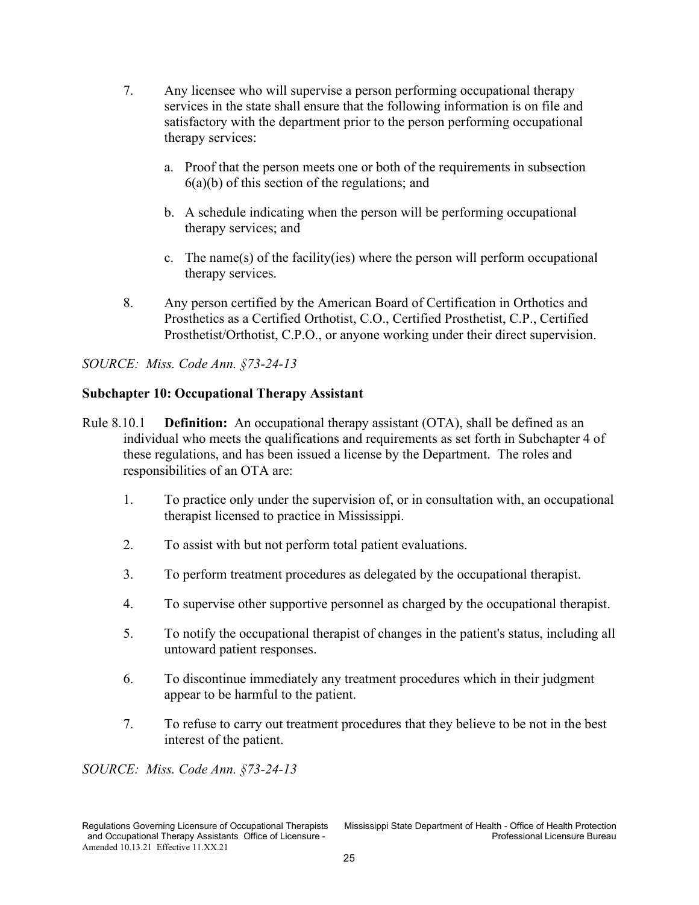7. Any licensee who will supervise a person performing occupational therapy services in the state shall ensure that the following information is on file and satisfactory with the department prior to the person performing occupational therapy services:

   a. Proof that the person meets one or both of the requirements in subsection 6(a)(b) of this section of the regulations; and

   b. A schedule indicating when the person will be performing occupational therapy services; and

   c. The name(s) of the facility(ies) where the person will perform occupational therapy services.

8. Any person certified by the American Board of Certification in Orthotics and Prosthetics as a Certified Orthotist, C.O., Certified Prosthetist, C.P., Certified Prosthetist/Orthotist, C.P.O., or anyone working under their direct supervision.

*SOURCE: Miss. Code Ann. §73-24-13*

**Subchapter 10: Occupational Therapy Assistant**

Rule 8.10.1 **Definition:** An occupational therapy assistant (OTA), shall be defined as an individual who meets the qualifications and requirements as set forth in Subchapter 4 of these regulations, and has been issued a license by the Department. The roles and responsibilities of an OTA are:

1. To practice only under the supervision of, or in consultation with, an occupational therapist licensed to practice in Mississippi.

2. To assist with but not perform total patient evaluations.

3. To perform treatment procedures as delegated by the occupational therapist.

4. To supervise other supportive personnel as charged by the occupational therapist.

5. To notify the occupational therapist of changes in the patient's status, including all untoward patient responses.

6. To discontinue immediately any treatment procedures which in their judgment appear to be harmful to the patient.

7. To refuse to carry out treatment procedures that they believe to be not in the best interest of the patient.

*SOURCE: Miss. Code Ann. §73-24-13*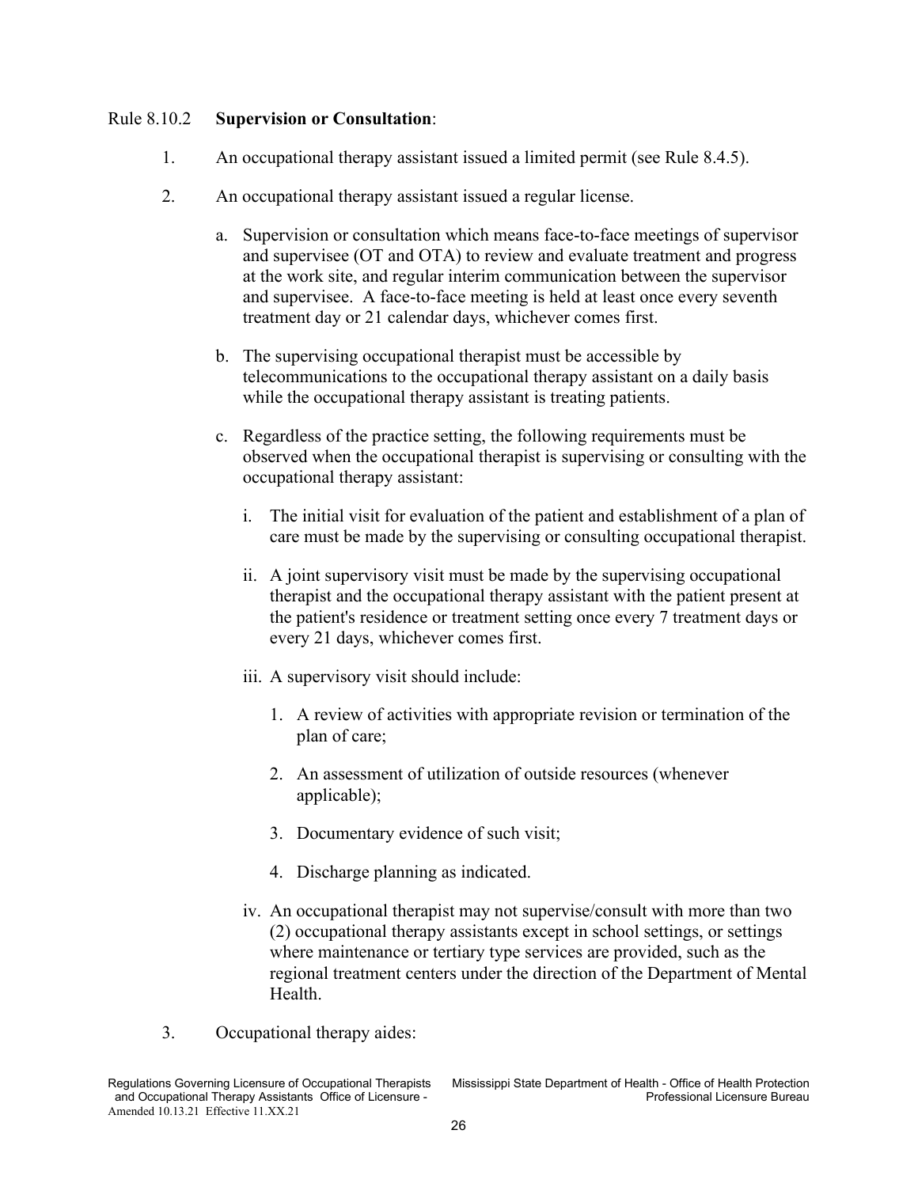Rule 8.10.2 **Supervision or Consultation**:

1. An occupational therapy assistant issued a limited permit (see Rule 8.4.5).

2. An occupational therapy assistant issued a regular license.

   a. Supervision or consultation which means face-to-face meetings of supervisor and supervisee (OT and OTA) to review and evaluate treatment and progress at the work site, and regular interim communication between the supervisor and supervisee. A face-to-face meeting is held at least once every seventh treatment day or 21 calendar days, whichever comes first.

   b. The supervising occupational therapist must be accessible by telecommunications to the occupational therapy assistant on a daily basis while the occupational therapy assistant is treating patients.

   c. Regardless of the practice setting, the following requirements must be observed when the occupational therapist is supervising or consulting with the occupational therapy assistant:

      i. The initial visit for evaluation of the patient and establishment of a plan of care must be made by the supervising or consulting occupational therapist.

      ii. A joint supervisory visit must be made by the supervising occupational therapist and the occupational therapy assistant with the patient present at the patient's residence or treatment setting once every 7 treatment days or every 21 days, whichever comes first.

      iii. A supervisory visit should include:

         1. A review of activities with appropriate revision or termination of the plan of care;

         2. An assessment of utilization of outside resources (whenever applicable);

         3. Documentary evidence of such visit;

         4. Discharge planning as indicated.

      iv. An occupational therapist may not supervise/consult with more than two (2) occupational therapy assistants except in school settings, or settings where maintenance or tertiary type services are provided, such as the regional treatment centers under the direction of the Department of Mental Health.

3. Occupational therapy aides: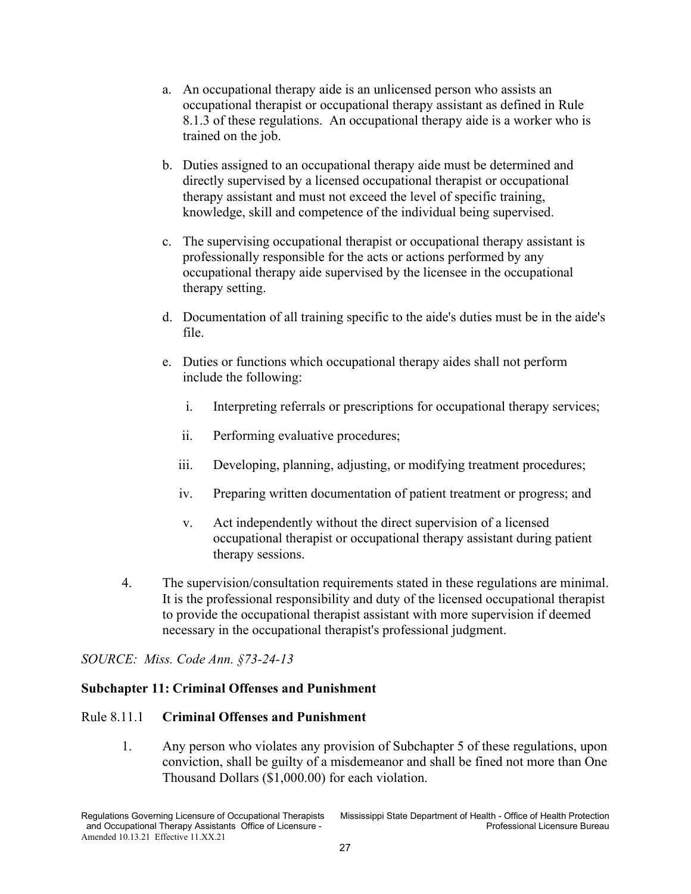a. An occupational therapy aide is an unlicensed person who assists an occupational therapist or occupational therapy assistant as defined in Rule 8.1.3 of these regulations. An occupational therapy aide is a worker who is trained on the job.

b. Duties assigned to an occupational therapy aide must be determined and directly supervised by a licensed occupational therapist or occupational therapy assistant and must not exceed the level of specific training, knowledge, skill and competence of the individual being supervised.

c. The supervising occupational therapist or occupational therapy assistant is professionally responsible for the acts or actions performed by any occupational therapy aide supervised by the licensee in the occupational therapy setting.

d. Documentation of all training specific to the aide's duties must be in the aide's file.

e. Duties or functions which occupational therapy aides shall not perform include the following:

   i. Interpreting referrals or prescriptions for occupational therapy services;

   ii. Performing evaluative procedures;

   iii. Developing, planning, adjusting, or modifying treatment procedures;

   iv. Preparing written documentation of patient treatment or progress; and

   v. Act independently without the direct supervision of a licensed occupational therapist or occupational therapy assistant during patient therapy sessions.

4. The supervision/consultation requirements stated in these regulations are minimal. It is the professional responsibility and duty of the licensed occupational therapist to provide the occupational therapist assistant with more supervision if deemed necessary in the occupational therapist's professional judgment.

*SOURCE: Miss. Code Ann. §73-24-13*

**Subchapter 11: Criminal Offenses and Punishment**

Rule 8.11.1 **Criminal Offenses and Punishment**

1. Any person who violates any provision of Subchapter 5 of these regulations, upon conviction, shall be guilty of a misdemeanor and shall be fined not more than One Thousand Dollars ($1,000.00) for each violation.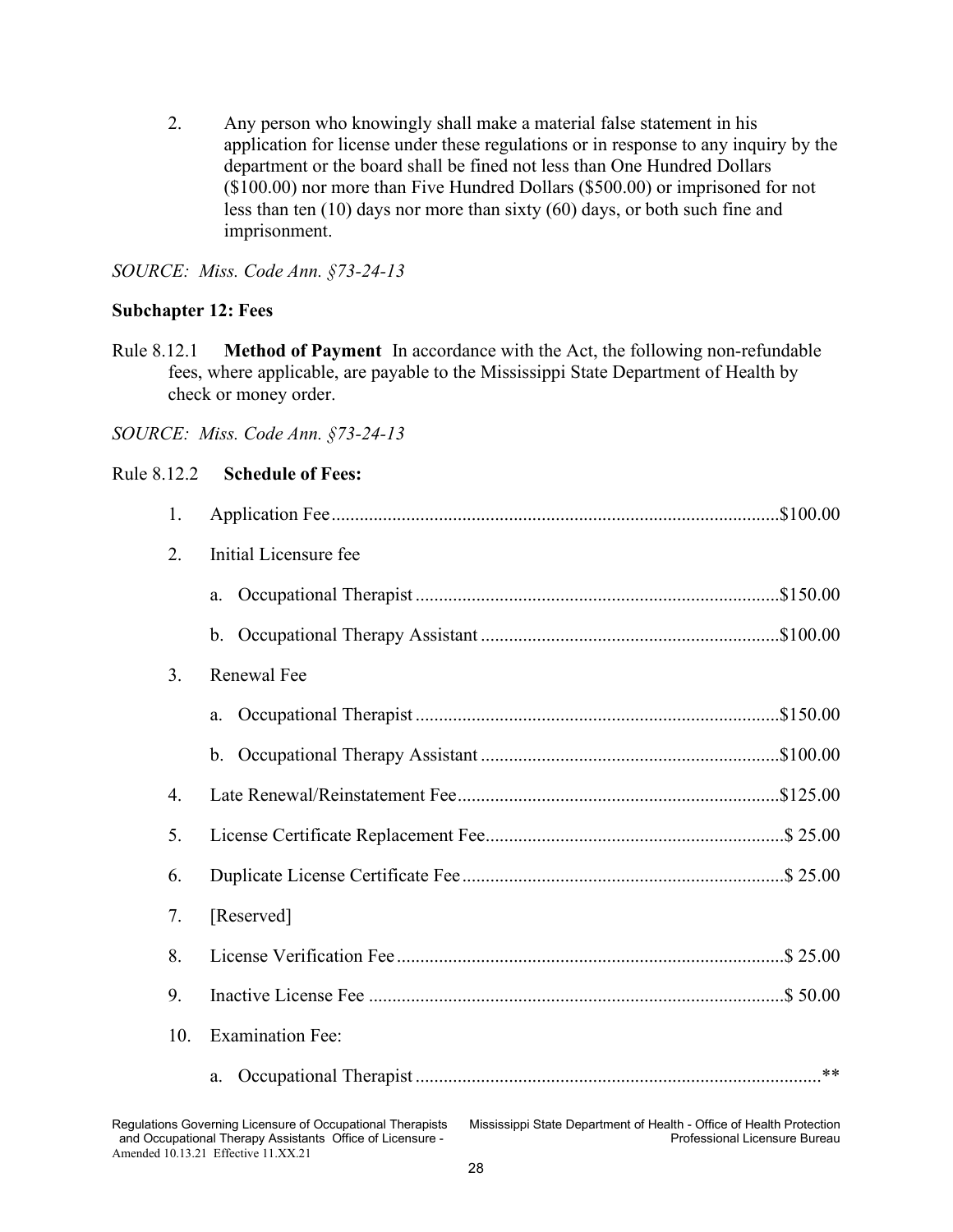2. Any person who knowingly shall make a material false statement in his application for license under these regulations or in response to any inquiry by the department or the board shall be fined not less than One Hundred Dollars ($100.00) nor more than Five Hundred Dollars ($500.00) or imprisoned for not less than ten (10) days nor more than sixty (60) days, or both such fine and imprisonment.

*SOURCE: Miss. Code Ann. §73-24-13*

**Subchapter 12: Fees**

Rule 8.12.1 **Method of Payment** In accordance with the Act, the following non-refundable fees, where applicable, are payable to the Mississippi State Department of Health by check or money order.

*SOURCE: Miss. Code Ann. §73-24-13*

Rule 8.12.2 **Schedule of Fees:**

1. Application Fee..............................................................................................$100.00
2. Initial Licensure fee
   a. Occupational Therapist ............................................................................$150.00
   b. Occupational Therapy Assistant ...............................................................$100.00
3. Renewal Fee
   a. Occupational Therapist ............................................................................$150.00
   b. Occupational Therapy Assistant ...............................................................$100.00
4. Late Renewal/Reinstatement Fee....................................................................$125.00
5. License Certificate Replacement Fee...............................................................$ 25.00
6. Duplicate License Certificate Fee ....................................................................$ 25.00
7. [Reserved]
8. License Verification Fee ..................................................................................$ 25.00
9. Inactive License Fee ........................................................................................$ 50.00
10. Examination Fee:
    a. Occupational Therapist .....................................................................................**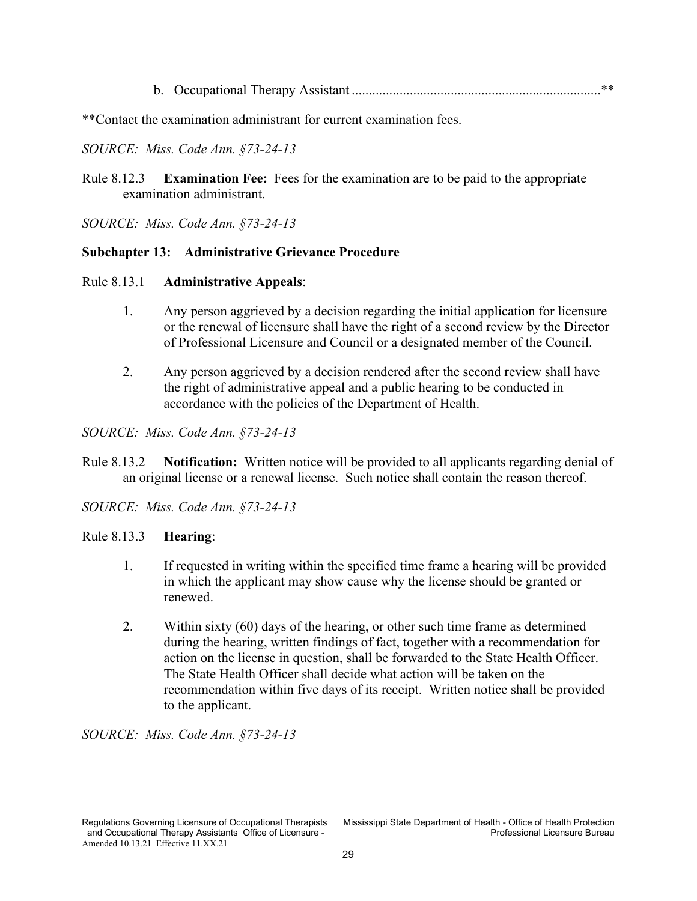b. Occupational Therapy Assistant ........................................................................**

**Contact the examination administrant for current examination fees.

*SOURCE: Miss. Code Ann. §73-24-13*

Rule 8.12.3 **Examination Fee:** Fees for the examination are to be paid to the appropriate examination administrant.

*SOURCE: Miss. Code Ann. §73-24-13*

**Subchapter 13: Administrative Grievance Procedure**

Rule 8.13.1 **Administrative Appeals**:

1. Any person aggrieved by a decision regarding the initial application for licensure or the renewal of licensure shall have the right of a second review by the Director of Professional Licensure and Council or a designated member of the Council.

2. Any person aggrieved by a decision rendered after the second review shall have the right of administrative appeal and a public hearing to be conducted in accordance with the policies of the Department of Health.

*SOURCE: Miss. Code Ann. §73-24-13*

Rule 8.13.2 **Notification:** Written notice will be provided to all applicants regarding denial of an original license or a renewal license. Such notice shall contain the reason thereof.

*SOURCE: Miss. Code Ann. §73-24-13*

Rule 8.13.3 **Hearing**:

1. If requested in writing within the specified time frame a hearing will be provided in which the applicant may show cause why the license should be granted or renewed.

2. Within sixty (60) days of the hearing, or other such time frame as determined during the hearing, written findings of fact, together with a recommendation for action on the license in question, shall be forwarded to the State Health Officer. The State Health Officer shall decide what action will be taken on the recommendation within five days of its receipt. Written notice shall be provided to the applicant.

*SOURCE: Miss. Code Ann. §73-24-13*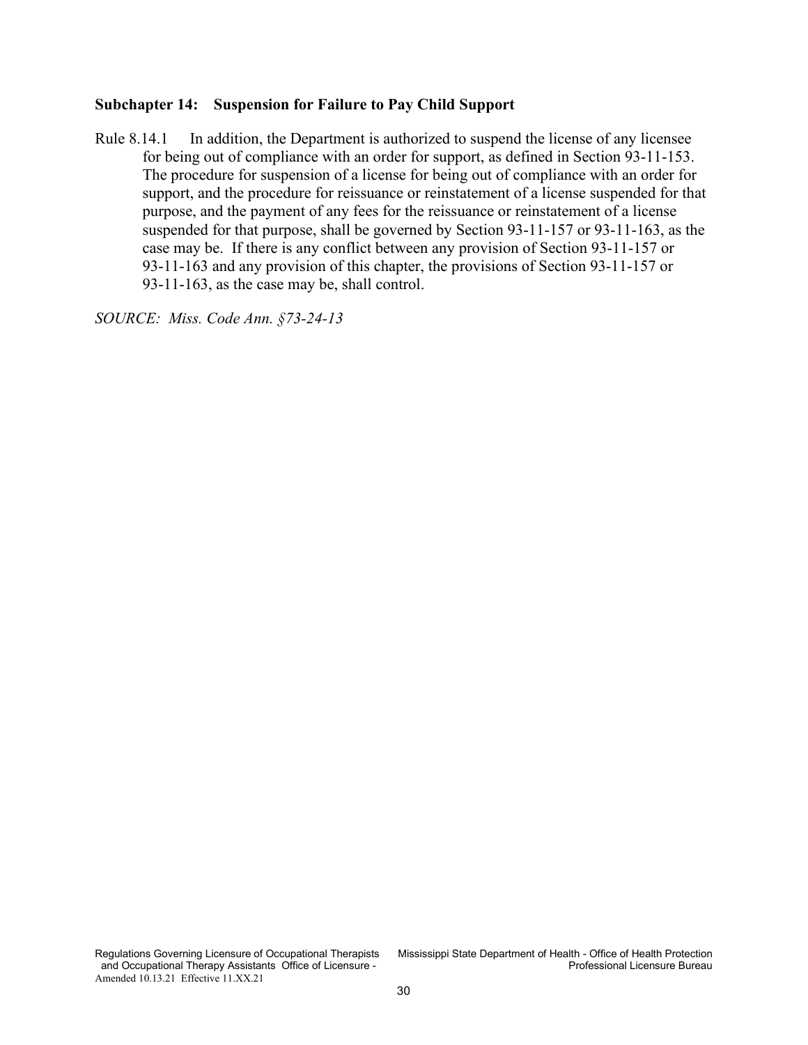### Subchapter 14: Suspension for Failure to Pay Child Support

Rule 8.14.1 In addition, the Department is authorized to suspend the license of any licensee for being out of compliance with an order for support, as defined in Section 93-11-153. The procedure for suspension of a license for being out of compliance with an order for support, and the procedure for reissuance or reinstatement of a license suspended for that purpose, and the payment of any fees for the reissuance or reinstatement of a license suspended for that purpose, shall be governed by Section 93-11-157 or 93-11-163, as the case may be. If there is any conflict between any provision of Section 93-11-157 or 93-11-163 and any provision of this chapter, the provisions of Section 93-11-157 or 93-11-163, as the case may be, shall control.

*SOURCE: Miss. Code Ann. §73-24-13*